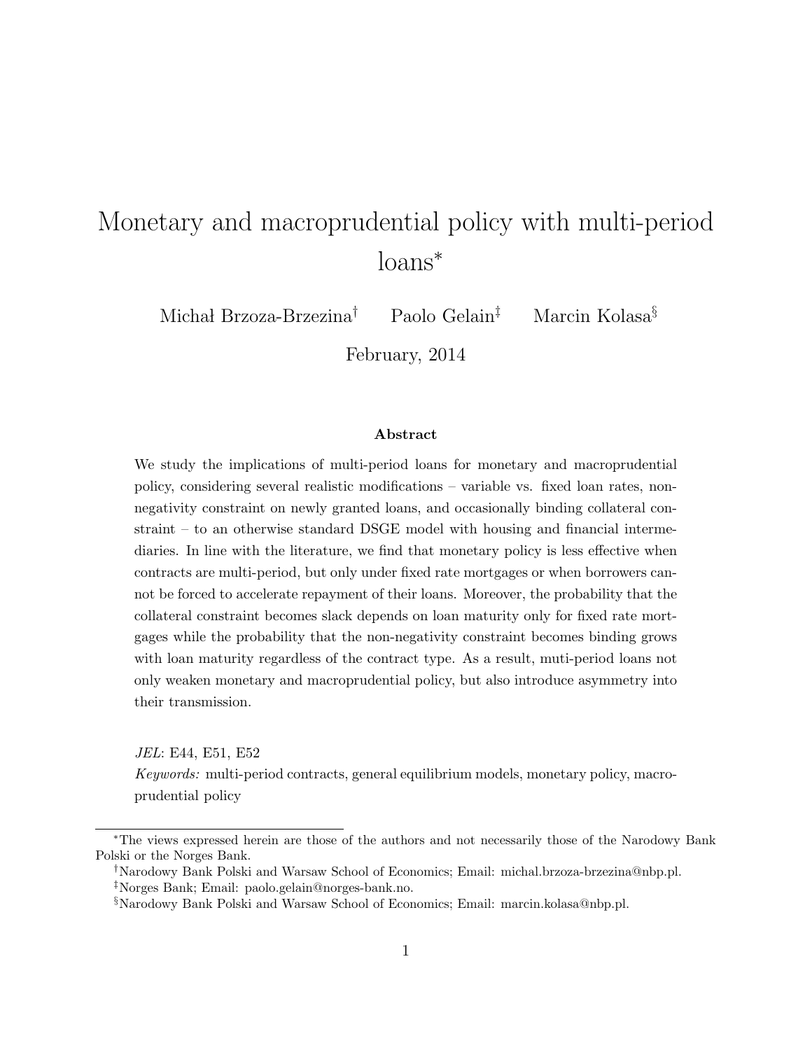# Monetary and macroprudential policy with multi-period loans*

Michał Brzoza-Brzezina[†] Paolo Gelain[‡] Marcin Kolasa[§]

February, 2014

### Abstract

We study the implications of multi-period loans for monetary and macroprudential policy, considering several realistic modifications – variable vs. fixed loan rates, non-negativity constraint on newly granted loans, and occasionally binding collateral constraint – to an otherwise standard DSGE model with housing and financial intermediaries. In line with the literature, we find that monetary policy is less effective when contracts are multi-period, but only under fixed rate mortgages or when borrowers cannot be forced to accelerate repayment of their loans. Moreover, the probability that the collateral constraint becomes slack depends on loan maturity only for fixed rate mortgages while the probability that the non-negativity constraint becomes binding grows with loan maturity regardless of the contract type. As a result, muti-period loans not only weaken monetary and macroprudential policy, but also introduce asymmetry into their transmission.

*JEL*: E44, E51, E52

*Keywords:* multi-period contracts, general equilibrium models, monetary policy, macroprudential policy

---

*The views expressed herein are those of the authors and not necessarily those of the Narodowy Bank Polski or the Norges Bank.

[†]Narodowy Bank Polski and Warsaw School of Economics; Email: michal.brzoza-brzezina@nbp.pl.

[‡]Norges Bank; Email: paolo.gelain@norges-bank.no.

[§]Narodowy Bank Polski and Warsaw School of Economics; Email: marcin.kolasa@nbp.pl.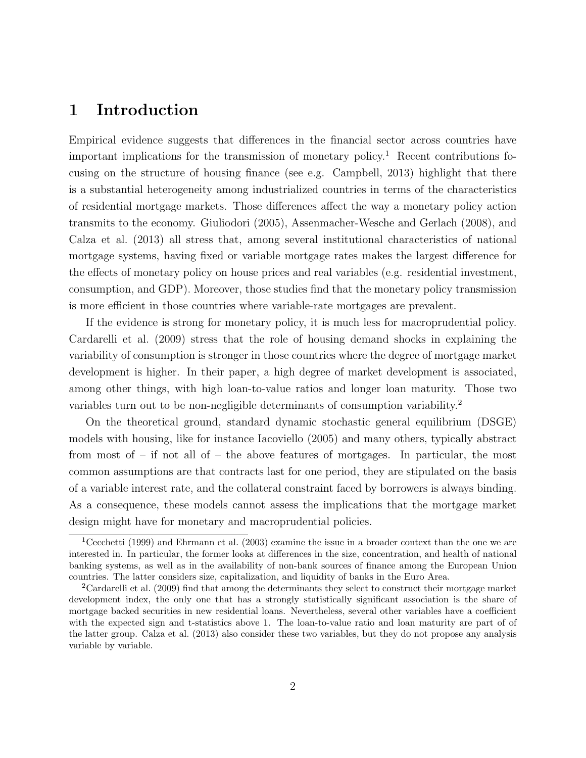# 1 Introduction

Empirical evidence suggests that differences in the financial sector across countries have important implications for the transmission of monetary policy.[1] Recent contributions focusing on the structure of housing finance (see e.g. Campbell, 2013) highlight that there is a substantial heterogeneity among industrialized countries in terms of the characteristics of residential mortgage markets. Those differences affect the way a monetary policy action transmits to the economy. Giuliodori (2005), Assenmacher-Wesche and Gerlach (2008), and Calza et al. (2013) all stress that, among several institutional characteristics of national mortgage systems, having fixed or variable mortgage rates makes the largest difference for the effects of monetary policy on house prices and real variables (e.g. residential investment, consumption, and GDP). Moreover, those studies find that the monetary policy transmission is more efficient in those countries where variable-rate mortgages are prevalent.

If the evidence is strong for monetary policy, it is much less for macroprudential policy. Cardarelli et al. (2009) stress that the role of housing demand shocks in explaining the variability of consumption is stronger in those countries where the degree of mortgage market development is higher. In their paper, a high degree of market development is associated, among other things, with high loan-to-value ratios and longer loan maturity. Those two variables turn out to be non-negligible determinants of consumption variability.[2]

On the theoretical ground, standard dynamic stochastic general equilibrium (DSGE) models with housing, like for instance Iacoviello (2005) and many others, typically abstract from most of – if not all of – the above features of mortgages. In particular, the most common assumptions are that contracts last for one period, they are stipulated on the basis of a variable interest rate, and the collateral constraint faced by borrowers is always binding. As a consequence, these models cannot assess the implications that the mortgage market design might have for monetary and macroprudential policies.

[1] Cecchetti (1999) and Ehrmann et al. (2003) examine the issue in a broader context than the one we are interested in. In particular, the former looks at differences in the size, concentration, and health of national banking systems, as well as in the availability of non-bank sources of finance among the European Union countries. The latter considers size, capitalization, and liquidity of banks in the Euro Area.

[2] Cardarelli et al. (2009) find that among the determinants they select to construct their mortgage market development index, the only one that has a strongly statistically significant association is the share of mortgage backed securities in new residential loans. Nevertheless, several other variables have a coefficient with the expected sign and t-statistics above 1. The loan-to-value ratio and loan maturity are part of of the latter group. Calza et al. (2013) also consider these two variables, but they do not propose any analysis variable by variable.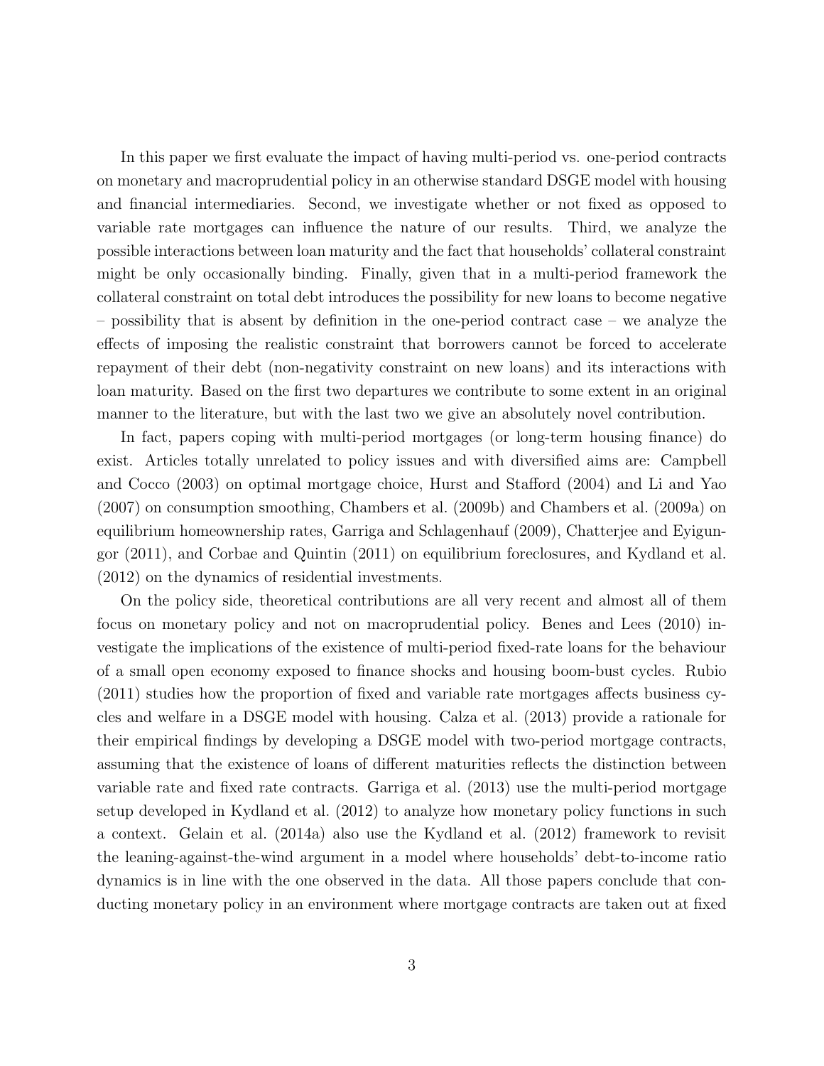In this paper we first evaluate the impact of having multi-period vs. one-period contracts on monetary and macroprudential policy in an otherwise standard DSGE model with housing and financial intermediaries. Second, we investigate whether or not fixed as opposed to variable rate mortgages can influence the nature of our results. Third, we analyze the possible interactions between loan maturity and the fact that households' collateral constraint might be only occasionally binding. Finally, given that in a multi-period framework the collateral constraint on total debt introduces the possibility for new loans to become negative – possibility that is absent by definition in the one-period contract case – we analyze the effects of imposing the realistic constraint that borrowers cannot be forced to accelerate repayment of their debt (non-negativity constraint on new loans) and its interactions with loan maturity. Based on the first two departures we contribute to some extent in an original manner to the literature, but with the last two we give an absolutely novel contribution.

In fact, papers coping with multi-period mortgages (or long-term housing finance) do exist. Articles totally unrelated to policy issues and with diversified aims are: Campbell and Cocco (2003) on optimal mortgage choice, Hurst and Stafford (2004) and Li and Yao (2007) on consumption smoothing, Chambers et al. (2009b) and Chambers et al. (2009a) on equilibrium homeownership rates, Garriga and Schlagenhauf (2009), Chatterjee and Eyigungor (2011), and Corbae and Quintin (2011) on equilibrium foreclosures, and Kydland et al. (2012) on the dynamics of residential investments.

On the policy side, theoretical contributions are all very recent and almost all of them focus on monetary policy and not on macroprudential policy. Benes and Lees (2010) investigate the implications of the existence of multi-period fixed-rate loans for the behaviour of a small open economy exposed to finance shocks and housing boom-bust cycles. Rubio (2011) studies how the proportion of fixed and variable rate mortgages affects business cycles and welfare in a DSGE model with housing. Calza et al. (2013) provide a rationale for their empirical findings by developing a DSGE model with two-period mortgage contracts, assuming that the existence of loans of different maturities reflects the distinction between variable rate and fixed rate contracts. Garriga et al. (2013) use the multi-period mortgage setup developed in Kydland et al. (2012) to analyze how monetary policy functions in such a context. Gelain et al. (2014a) also use the Kydland et al. (2012) framework to revisit the leaning-against-the-wind argument in a model where households' debt-to-income ratio dynamics is in line with the one observed in the data. All those papers conclude that conducting monetary policy in an environment where mortgage contracts are taken out at fixed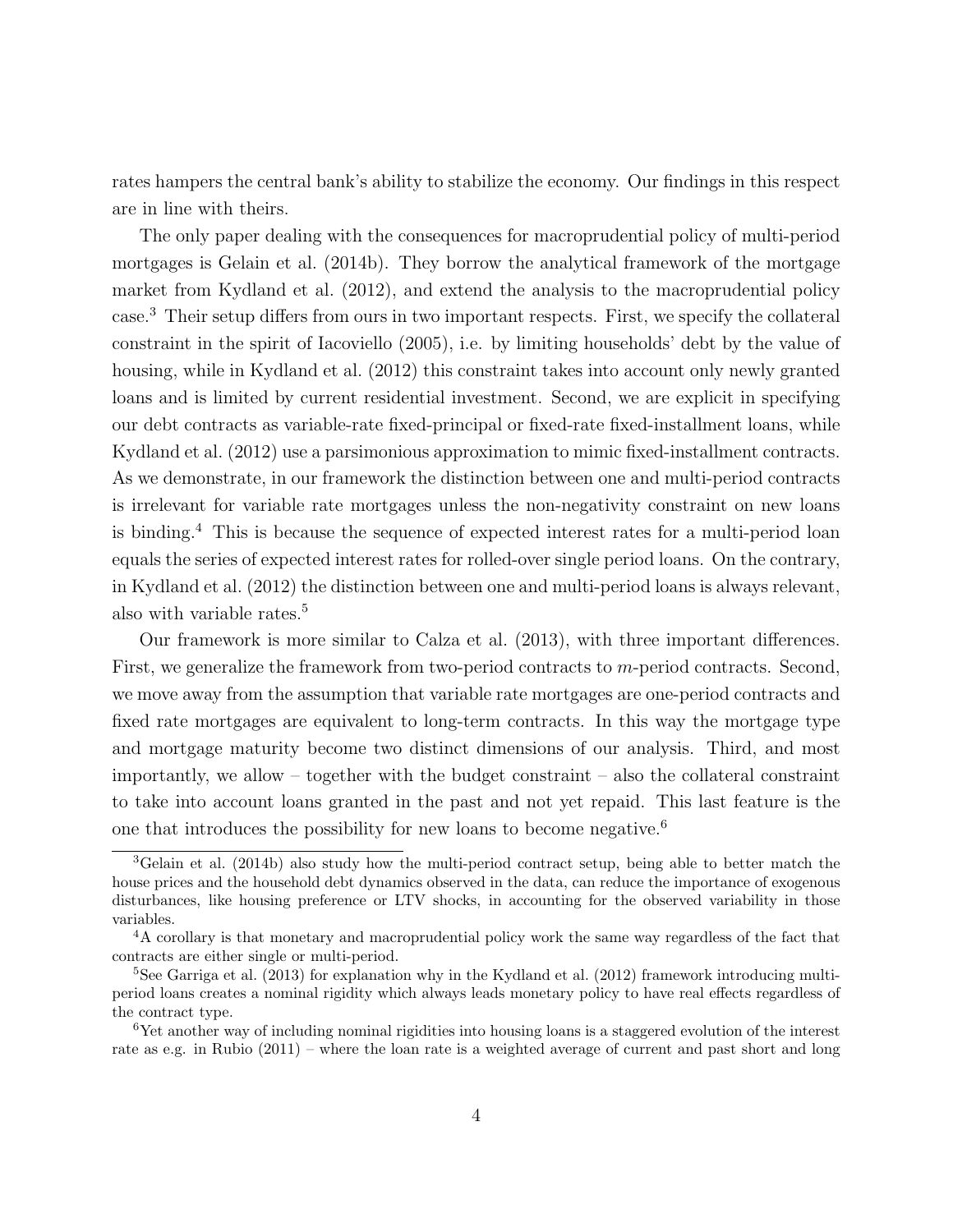rates hampers the central bank's ability to stabilize the economy. Our findings in this respect are in line with theirs.

The only paper dealing with the consequences for macroprudential policy of multi-period mortgages is Gelain et al. (2014b). They borrow the analytical framework of the mortgage market from Kydland et al. (2012), and extend the analysis to the macroprudential policy case.[3] Their setup differs from ours in two important respects. First, we specify the collateral constraint in the spirit of Iacoviello (2005), i.e. by limiting households' debt by the value of housing, while in Kydland et al. (2012) this constraint takes into account only newly granted loans and is limited by current residential investment. Second, we are explicit in specifying our debt contracts as variable-rate fixed-principal or fixed-rate fixed-installment loans, while Kydland et al. (2012) use a parsimonious approximation to mimic fixed-installment contracts. As we demonstrate, in our framework the distinction between one and multi-period contracts is irrelevant for variable rate mortgages unless the non-negativity constraint on new loans is binding.[4] This is because the sequence of expected interest rates for a multi-period loan equals the series of expected interest rates for rolled-over single period loans. On the contrary, in Kydland et al. (2012) the distinction between one and multi-period loans is always relevant, also with variable rates.[5]

Our framework is more similar to Calza et al. (2013), with three important differences. First, we generalize the framework from two-period contracts to $m$-period contracts. Second, we move away from the assumption that variable rate mortgages are one-period contracts and fixed rate mortgages are equivalent to long-term contracts. In this way the mortgage type and mortgage maturity become two distinct dimensions of our analysis. Third, and most importantly, we allow – together with the budget constraint – also the collateral constraint to take into account loans granted in the past and not yet repaid. This last feature is the one that introduces the possibility for new loans to become negative.[6]

[3] Gelain et al. (2014b) also study how the multi-period contract setup, being able to better match the house prices and the household debt dynamics observed in the data, can reduce the importance of exogenous disturbances, like housing preference or LTV shocks, in accounting for the observed variability in those variables.

[4] A corollary is that monetary and macroprudential policy work the same way regardless of the fact that contracts are either single or multi-period.

[5] See Garriga et al. (2013) for explanation why in the Kydland et al. (2012) framework introducing multi-period loans creates a nominal rigidity which always leads monetary policy to have real effects regardless of the contract type.

[6] Yet another way of including nominal rigidities into housing loans is a staggered evolution of the interest rate as e.g. in Rubio (2011) – where the loan rate is a weighted average of current and past short and long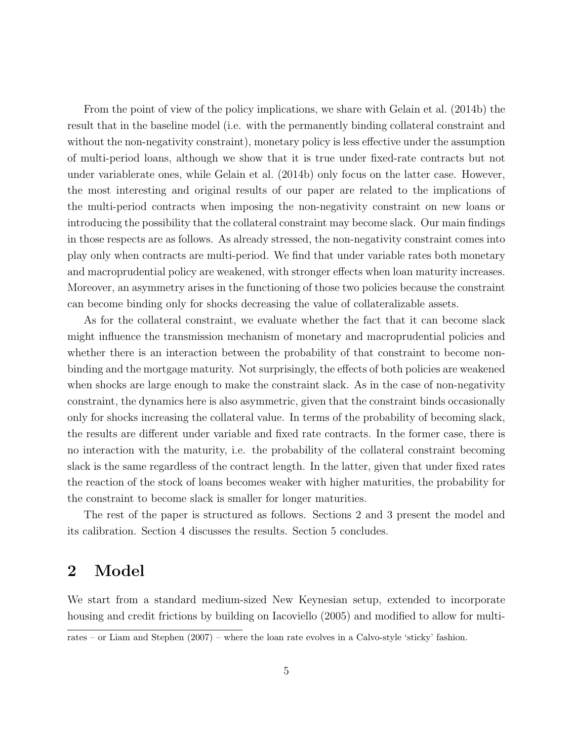From the point of view of the policy implications, we share with Gelain et al. (2014b) the result that in the baseline model (i.e. with the permanently binding collateral constraint and without the non-negativity constraint), monetary policy is less effective under the assumption of multi-period loans, although we show that it is true under fixed-rate contracts but not under variablerate ones, while Gelain et al. (2014b) only focus on the latter case. However, the most interesting and original results of our paper are related to the implications of the multi-period contracts when imposing the non-negativity constraint on new loans or introducing the possibility that the collateral constraint may become slack. Our main findings in those respects are as follows. As already stressed, the non-negativity constraint comes into play only when contracts are multi-period. We find that under variable rates both monetary and macroprudential policy are weakened, with stronger effects when loan maturity increases. Moreover, an asymmetry arises in the functioning of those two policies because the constraint can become binding only for shocks decreasing the value of collateralizable assets.

As for the collateral constraint, we evaluate whether the fact that it can become slack might influence the transmission mechanism of monetary and macroprudential policies and whether there is an interaction between the probability of that constraint to become non-binding and the mortgage maturity. Not surprisingly, the effects of both policies are weakened when shocks are large enough to make the constraint slack. As in the case of non-negativity constraint, the dynamics here is also asymmetric, given that the constraint binds occasionally only for shocks increasing the collateral value. In terms of the probability of becoming slack, the results are different under variable and fixed rate contracts. In the former case, there is no interaction with the maturity, i.e. the probability of the collateral constraint becoming slack is the same regardless of the contract length. In the latter, given that under fixed rates the reaction of the stock of loans becomes weaker with higher maturities, the probability for the constraint to become slack is smaller for longer maturities.

The rest of the paper is structured as follows. Sections 2 and 3 present the model and its calibration. Section 4 discusses the results. Section 5 concludes.

# 2 Model

We start from a standard medium-sized New Keynesian setup, extended to incorporate housing and credit frictions by building on Iacoviello (2005) and modified to allow for multi-

rates – or Liam and Stephen (2007) – where the loan rate evolves in a Calvo-style 'sticky' fashion.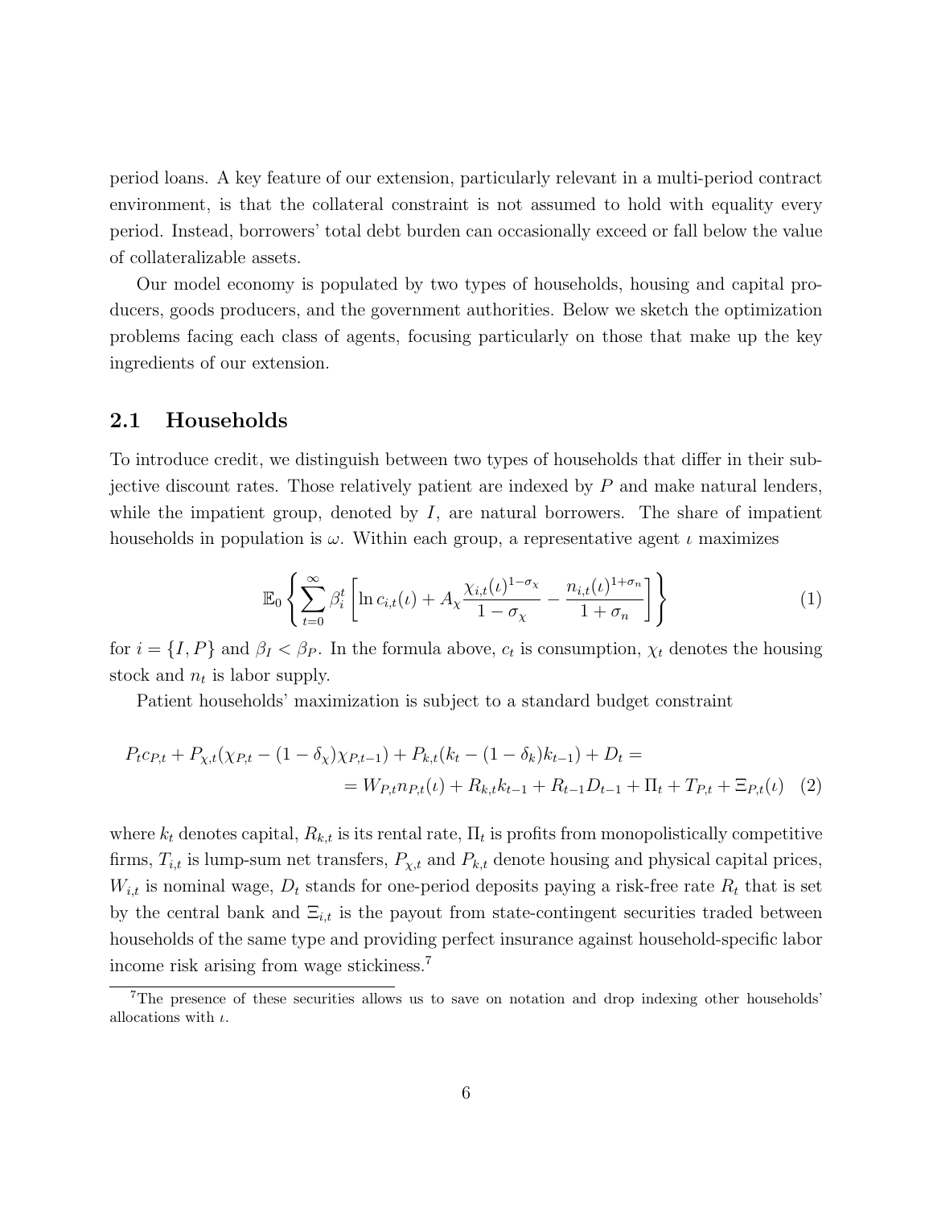period loans. A key feature of our extension, particularly relevant in a multi-period contract environment, is that the collateral constraint is not assumed to hold with equality every period. Instead, borrowers' total debt burden can occasionally exceed or fall below the value of collateralizable assets.

Our model economy is populated by two types of households, housing and capital producers, goods producers, and the government authorities. Below we sketch the optimization problems facing each class of agents, focusing particularly on those that make up the key ingredients of our extension.

## 2.1 Households

To introduce credit, we distinguish between two types of households that differ in their subjective discount rates. Those relatively patient are indexed by $P$ and make natural lenders, while the impatient group, denoted by $I$, are natural borrowers. The share of impatient households in population is $\omega$. Within each group, a representative agent $\iota$ maximizes

$$\mathbb{E}_0 \left\{ \sum_{t=0}^{\infty} \beta_i^t \left[ \ln c_{i,t}(\iota) + A_\chi \frac{\chi_{i,t}(\iota)^{1-\sigma_\chi}}{1-\sigma_\chi} - \frac{n_{i,t}(\iota)^{1+\sigma_n}}{1+\sigma_n} \right] \right\} \tag{1}$$

for $i = \{I, P\}$ and $\beta_I < \beta_P$. In the formula above, $c_t$ is consumption, $\chi_t$ denotes the housing stock and $n_t$ is labor supply.

Patient households' maximization is subject to a standard budget constraint

$$\begin{aligned} P_t c_{P,t} + P_{\chi,t}(\chi_{P,t} - (1-\delta_\chi)\chi_{P,t-1}) + P_{k,t}(k_t - (1-\delta_k)k_{t-1}) + D_t = \\ = W_{P,t} n_{P,t}(\iota) + R_{k,t} k_{t-1} + R_{t-1} D_{t-1} + \Pi_t + T_{P,t} + \Xi_{P,t}(\iota) \end{aligned} \tag{2}$$

where $k_t$ denotes capital, $R_{k,t}$ is its rental rate, $\Pi_t$ is profits from monopolistically competitive firms, $T_{i,t}$ is lump-sum net transfers, $P_{\chi,t}$ and $P_{k,t}$ denote housing and physical capital prices, $W_{i,t}$ is nominal wage, $D_t$ stands for one-period deposits paying a risk-free rate $R_t$ that is set by the central bank and $\Xi_{i,t}$ is the payout from state-contingent securities traded between households of the same type and providing perfect insurance against household-specific labor income risk arising from wage stickiness.[7]

[7] The presence of these securities allows us to save on notation and drop indexing other households' allocations with $\iota$.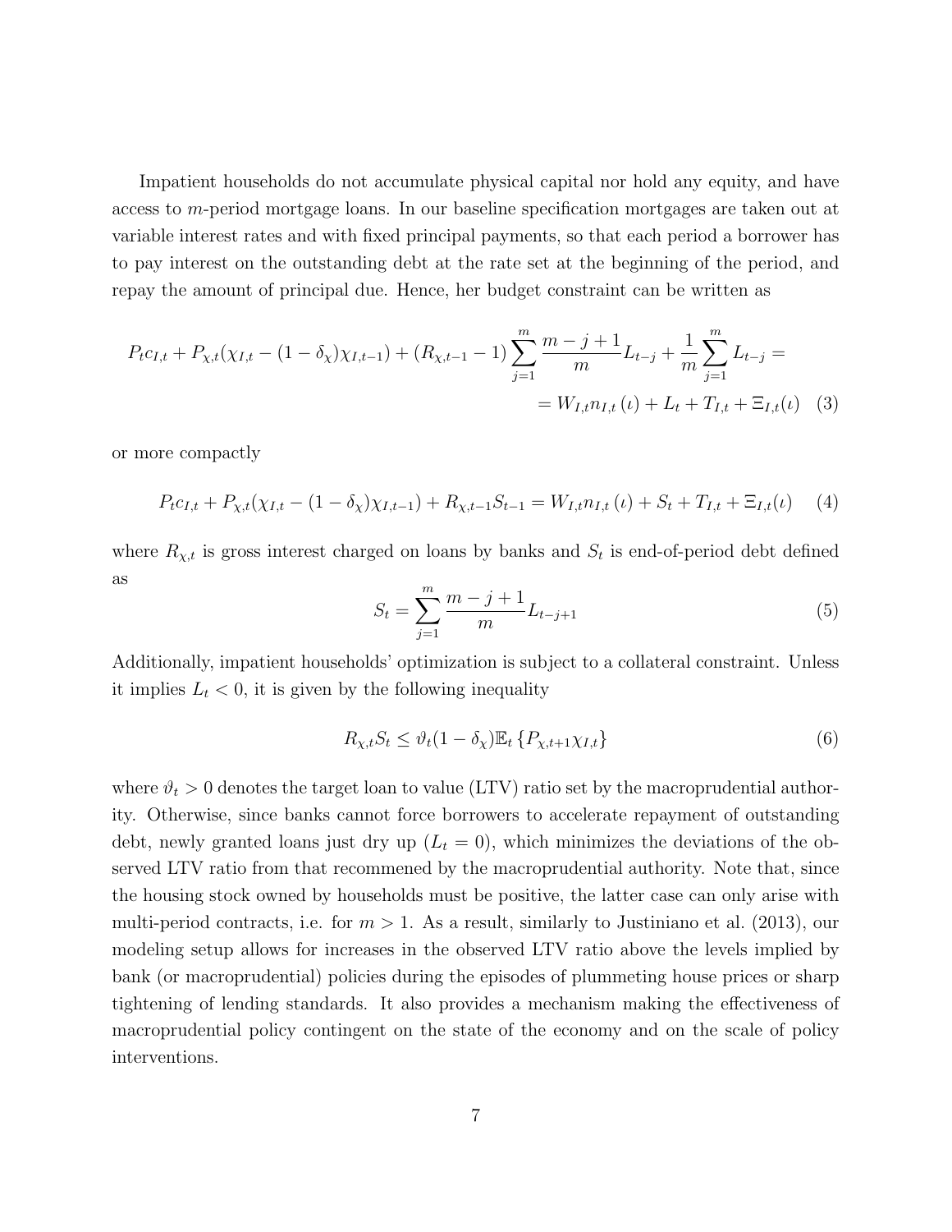Impatient households do not accumulate physical capital nor hold any equity, and have access to $m$-period mortgage loans. In our baseline specification mortgages are taken out at variable interest rates and with fixed principal payments, so that each period a borrower has to pay interest on the outstanding debt at the rate set at the beginning of the period, and repay the amount of principal due. Hence, her budget constraint can be written as

$$P_t c_{I,t} + P_{\chi,t}(\chi_{I,t} - (1-\delta_\chi)\chi_{I,t-1}) + (R_{\chi,t-1} - 1)\sum_{j=1}^{m} \frac{m-j+1}{m} L_{t-j} + \frac{1}{m}\sum_{j=1}^{m} L_{t-j} = \\ = W_{I,t} n_{I,t}(\iota) + L_t + T_{I,t} + \Xi_{I,t}(\iota) \quad (3)$$

or more compactly

$$P_t c_{I,t} + P_{\chi,t}(\chi_{I,t} - (1-\delta_\chi)\chi_{I,t-1}) + R_{\chi,t-1} S_{t-1} = W_{I,t} n_{I,t}(\iota) + S_t + T_{I,t} + \Xi_{I,t}(\iota) \quad (4)$$

where $R_{\chi,t}$ is gross interest charged on loans by banks and $S_t$ is end-of-period debt defined as

$$S_t = \sum_{j=1}^{m} \frac{m-j+1}{m} L_{t-j+1} \quad (5)$$

Additionally, impatient households' optimization is subject to a collateral constraint. Unless it implies $L_t < 0$, it is given by the following inequality

$$R_{\chi,t} S_t \leq \vartheta_t (1-\delta_\chi) \mathbb{E}_t \{P_{\chi,t+1} \chi_{I,t}\} \quad (6)$$

where $\vartheta_t > 0$ denotes the target loan to value (LTV) ratio set by the macroprudential authority. Otherwise, since banks cannot force borrowers to accelerate repayment of outstanding debt, newly granted loans just dry up ($L_t = 0$), which minimizes the deviations of the observed LTV ratio from that recommened by the macroprudential authority. Note that, since the housing stock owned by households must be positive, the latter case can only arise with multi-period contracts, i.e. for $m > 1$. As a result, similarly to Justiniano et al. (2013), our modeling setup allows for increases in the observed LTV ratio above the levels implied by bank (or macroprudential) policies during the episodes of plummeting house prices or sharp tightening of lending standards. It also provides a mechanism making the effectiveness of macroprudential policy contingent on the state of the economy and on the scale of policy interventions.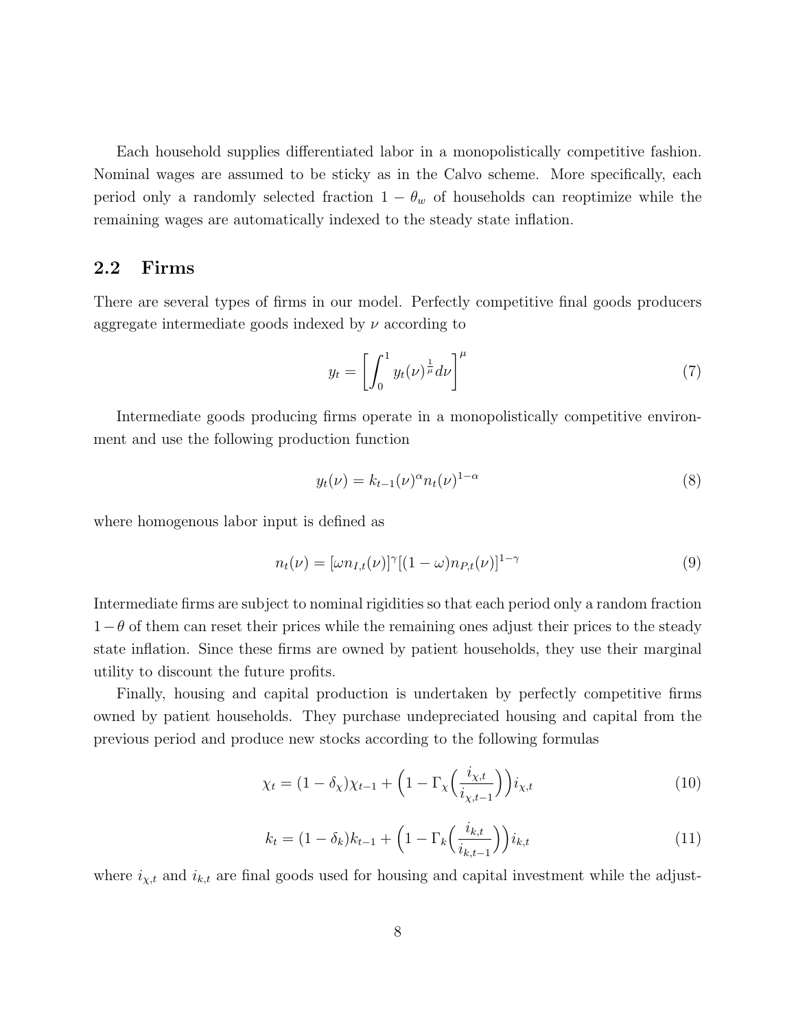Each household supplies differentiated labor in a monopolistically competitive fashion. Nominal wages are assumed to be sticky as in the Calvo scheme. More specifically, each period only a randomly selected fraction $1 - \theta_w$ of households can reoptimize while the remaining wages are automatically indexed to the steady state inflation.

## 2.2 Firms

There are several types of firms in our model. Perfectly competitive final goods producers aggregate intermediate goods indexed by $\nu$ according to

$$y_t = \left[ \int_0^1 y_t(\nu)^{\frac{1}{\mu}} d\nu \right]^{\mu} \tag{7}$$

Intermediate goods producing firms operate in a monopolistically competitive environment and use the following production function

$$y_t(\nu) = k_{t-1}(\nu)^{\alpha} n_t(\nu)^{1-\alpha} \tag{8}$$

where homogenous labor input is defined as

$$n_t(\nu) = [\omega n_{I,t}(\nu)]^{\gamma} [(1-\omega) n_{P,t}(\nu)]^{1-\gamma} \tag{9}$$

Intermediate firms are subject to nominal rigidities so that each period only a random fraction $1-\theta$ of them can reset their prices while the remaining ones adjust their prices to the steady state inflation. Since these firms are owned by patient households, they use their marginal utility to discount the future profits.

Finally, housing and capital production is undertaken by perfectly competitive firms owned by patient households. They purchase undepreciated housing and capital from the previous period and produce new stocks according to the following formulas

$$\chi_t = (1-\delta_\chi)\chi_{t-1} + \Big(1 - \Gamma_\chi\Big(\frac{i_{\chi,t}}{i_{\chi,t-1}}\Big)\Big) i_{\chi,t} \tag{10}$$

$$k_t = (1-\delta_k) k_{t-1} + \Big(1 - \Gamma_k\Big(\frac{i_{k,t}}{i_{k,t-1}}\Big)\Big) i_{k,t} \tag{11}$$

where $i_{\chi,t}$ and $i_{k,t}$ are final goods used for housing and capital investment while the adjust-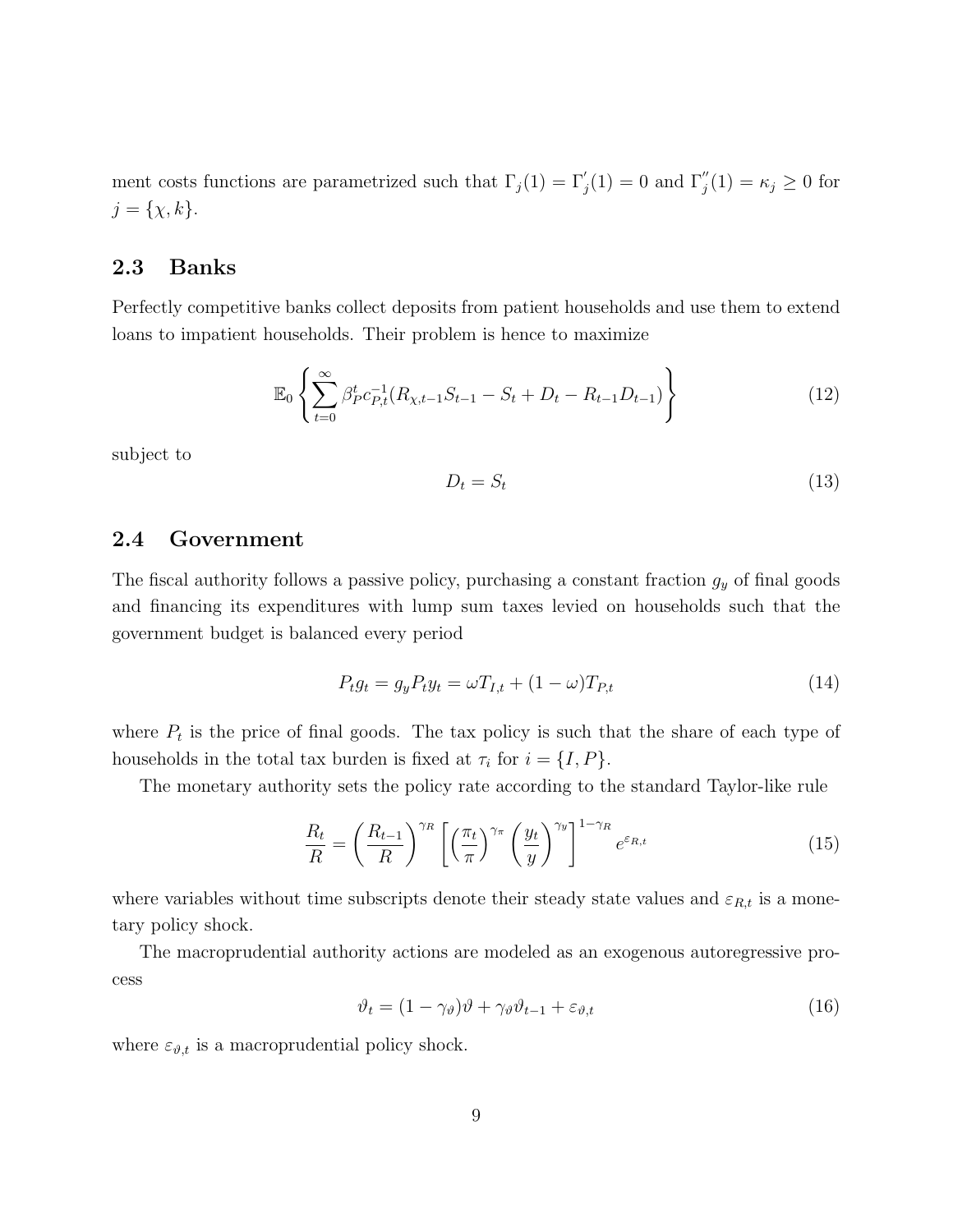ment costs functions are parametrized such that $\Gamma_j(1) = \Gamma_j^{'}(1) = 0$ and $\Gamma_j^{''}(1) = \kappa_j \geq 0$ for $j = \{\chi, k\}$.

## 2.3 Banks

Perfectly competitive banks collect deposits from patient households and use them to extend loans to impatient households. Their problem is hence to maximize

$$\mathbb{E}_0 \left\{ \sum_{t=0}^{\infty} \beta_P^t c_{P,t}^{-1} (R_{\chi,t-1} S_{t-1} - S_t + D_t - R_{t-1} D_{t-1}) \right\} \tag{12}$$

subject to

$$D_t = S_t \tag{13}$$

## 2.4 Government

The fiscal authority follows a passive policy, purchasing a constant fraction $g_y$ of final goods and financing its expenditures with lump sum taxes levied on households such that the government budget is balanced every period

$$P_t g_t = g_y P_t y_t = \omega T_{I,t} + (1-\omega) T_{P,t} \tag{14}$$

where $P_t$ is the price of final goods. The tax policy is such that the share of each type of households in the total tax burden is fixed at $\tau_i$ for $i = \{I, P\}$.

The monetary authority sets the policy rate according to the standard Taylor-like rule

$$\frac{R_t}{R} = \left(\frac{R_{t-1}}{R}\right)^{\gamma_R} \left[ \left(\frac{\pi_t}{\pi}\right)^{\gamma_\pi} \left(\frac{y_t}{y}\right)^{\gamma_y} \right]^{1-\gamma_R} e^{\varepsilon_{R,t}} \tag{15}$$

where variables without time subscripts denote their steady state values and $\varepsilon_{R,t}$ is a monetary policy shock.

The macroprudential authority actions are modeled as an exogenous autoregressive process

$$\vartheta_t = (1-\gamma_\vartheta)\vartheta + \gamma_\vartheta \vartheta_{t-1} + \varepsilon_{\vartheta,t} \tag{16}$$

where $\varepsilon_{\vartheta,t}$ is a macroprudential policy shock.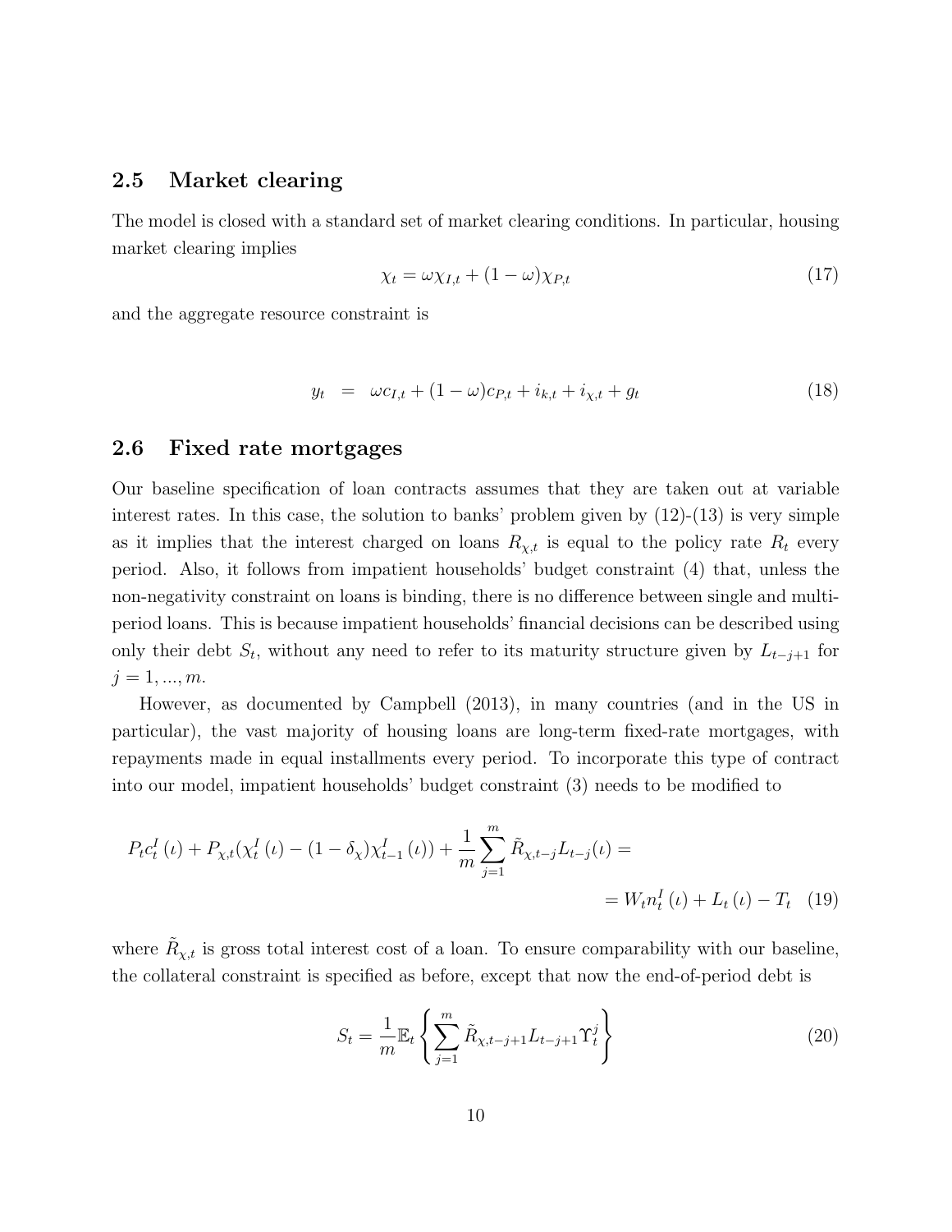### 2.5 Market clearing

The model is closed with a standard set of market clearing conditions. In particular, housing market clearing implies

$$\chi_t = \omega \chi_{I,t} + (1-\omega)\chi_{P,t} \tag{17}$$

and the aggregate resource constraint is

$$y_t \;\; = \;\; \omega c_{I,t} + (1-\omega) c_{P,t} + i_{k,t} + i_{\chi,t} + g_t \tag{18}$$

### 2.6 Fixed rate mortgages

Our baseline specification of loan contracts assumes that they are taken out at variable interest rates. In this case, the solution to banks' problem given by (12)-(13) is very simple as it implies that the interest charged on loans $R_{\chi,t}$ is equal to the policy rate $R_t$ every period. Also, it follows from impatient households' budget constraint (4) that, unless the non-negativity constraint on loans is binding, there is no difference between single and multi-period loans. This is because impatient households' financial decisions can be described using only their debt $S_t$, without any need to refer to its maturity structure given by $L_{t-j+1}$ for $j = 1, ..., m$.

However, as documented by Campbell (2013), in many countries (and in the US in particular), the vast majority of housing loans are long-term fixed-rate mortgages, with repayments made in equal installments every period. To incorporate this type of contract into our model, impatient households' budget constraint (3) needs to be modified to

$$P_t c_t^I(\iota) + P_{\chi,t}(\chi_t^I(\iota) - (1-\delta_\chi)\chi_{t-1}^I(\iota)) + \frac{1}{m}\sum_{j=1}^{m} \tilde{R}_{\chi,t-j} L_{t-j}(\iota) = \\ = W_t n_t^I(\iota) + L_t(\iota) - T_t \tag{19}$$

where $\tilde{R}_{\chi,t}$ is gross total interest cost of a loan. To ensure comparability with our baseline, the collateral constraint is specified as before, except that now the end-of-period debt is

$$S_t = \frac{1}{m}\mathbb{E}_t\left\{\sum_{j=1}^{m} \tilde{R}_{\chi,t-j+1} L_{t-j+1} \Upsilon_t^j\right\} \tag{20}$$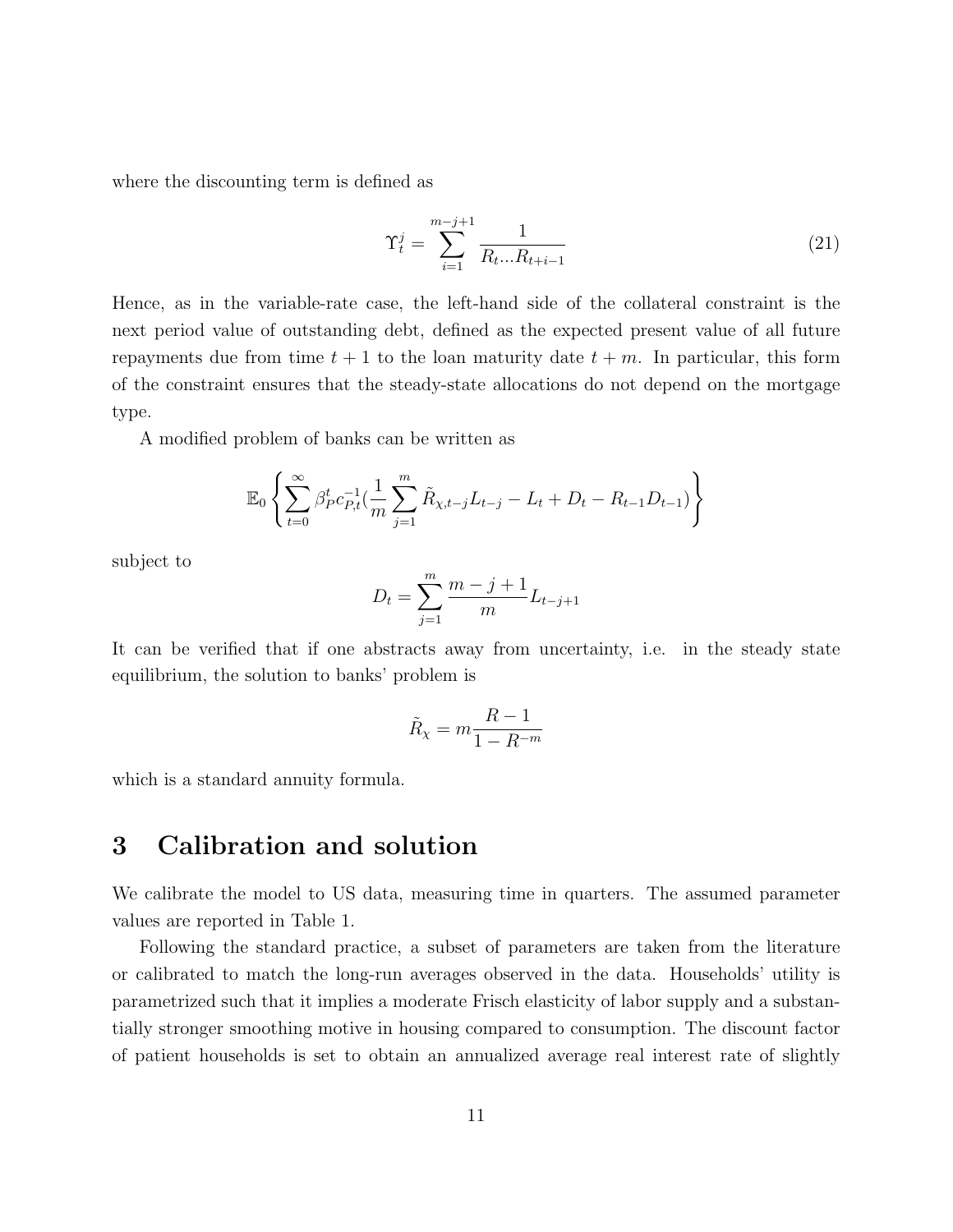where the discounting term is defined as

$$\Upsilon_t^j = \sum_{i=1}^{m-j+1} \frac{1}{R_t ... R_{t+i-1}} \tag{21}$$

Hence, as in the variable-rate case, the left-hand side of the collateral constraint is the next period value of outstanding debt, defined as the expected present value of all future repayments due from time $t+1$ to the loan maturity date $t+m$. In particular, this form of the constraint ensures that the steady-state allocations do not depend on the mortgage type.

A modified problem of banks can be written as

$$\mathbb{E}_0 \left\{ \sum_{t=0}^{\infty} \beta_P^t c_{P,t}^{-1} \left( \frac{1}{m} \sum_{j=1}^{m} \tilde{R}_{\chi,t-j} L_{t-j} - L_t + D_t - R_{t-1} D_{t-1} \right) \right\}$$

subject to

$$D_t = \sum_{j=1}^{m} \frac{m-j+1}{m} L_{t-j+1}$$

It can be verified that if one abstracts away from uncertainty, i.e. in the steady state equilibrium, the solution to banks' problem is

$$\tilde{R}_\chi = m \frac{R-1}{1-R^{-m}}$$

which is a standard annuity formula.

# 3 Calibration and solution

We calibrate the model to US data, measuring time in quarters. The assumed parameter values are reported in Table 1.

Following the standard practice, a subset of parameters are taken from the literature or calibrated to match the long-run averages observed in the data. Households' utility is parametrized such that it implies a moderate Frisch elasticity of labor supply and a substantially stronger smoothing motive in housing compared to consumption. The discount factor of patient households is set to obtain an annualized average real interest rate of slightly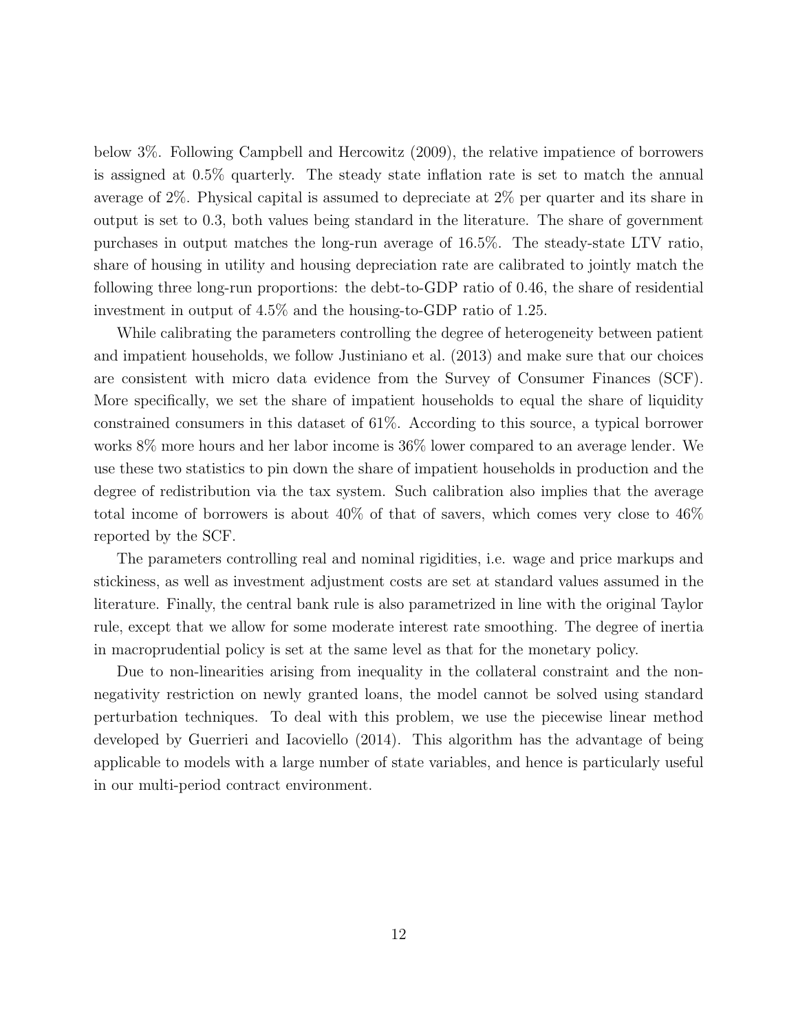below 3%. Following Campbell and Hercowitz (2009), the relative impatience of borrowers is assigned at 0.5% quarterly. The steady state inflation rate is set to match the annual average of 2%. Physical capital is assumed to depreciate at 2% per quarter and its share in output is set to 0.3, both values being standard in the literature. The share of government purchases in output matches the long-run average of 16.5%. The steady-state LTV ratio, share of housing in utility and housing depreciation rate are calibrated to jointly match the following three long-run proportions: the debt-to-GDP ratio of 0.46, the share of residential investment in output of 4.5% and the housing-to-GDP ratio of 1.25.

While calibrating the parameters controlling the degree of heterogeneity between patient and impatient households, we follow Justiniano et al. (2013) and make sure that our choices are consistent with micro data evidence from the Survey of Consumer Finances (SCF). More specifically, we set the share of impatient households to equal the share of liquidity constrained consumers in this dataset of 61%. According to this source, a typical borrower works 8% more hours and her labor income is 36% lower compared to an average lender. We use these two statistics to pin down the share of impatient households in production and the degree of redistribution via the tax system. Such calibration also implies that the average total income of borrowers is about 40% of that of savers, which comes very close to 46% reported by the SCF.

The parameters controlling real and nominal rigidities, i.e. wage and price markups and stickiness, as well as investment adjustment costs are set at standard values assumed in the literature. Finally, the central bank rule is also parametrized in line with the original Taylor rule, except that we allow for some moderate interest rate smoothing. The degree of inertia in macroprudential policy is set at the same level as that for the monetary policy.

Due to non-linearities arising from inequality in the collateral constraint and the non-negativity restriction on newly granted loans, the model cannot be solved using standard perturbation techniques. To deal with this problem, we use the piecewise linear method developed by Guerrieri and Iacoviello (2014). This algorithm has the advantage of being applicable to models with a large number of state variables, and hence is particularly useful in our multi-period contract environment.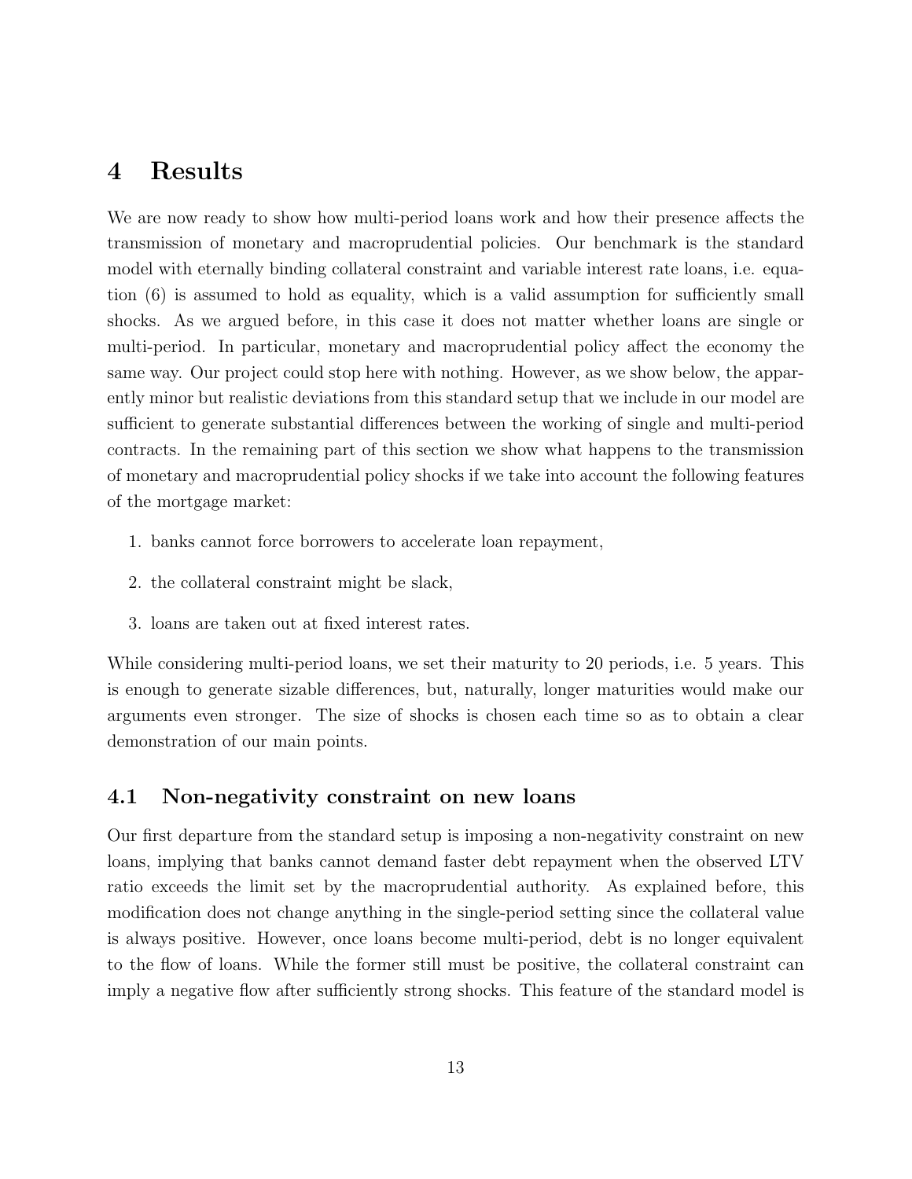# 4 Results

We are now ready to show how multi-period loans work and how their presence affects the transmission of monetary and macroprudential policies. Our benchmark is the standard model with eternally binding collateral constraint and variable interest rate loans, i.e. equation (6) is assumed to hold as equality, which is a valid assumption for sufficiently small shocks. As we argued before, in this case it does not matter whether loans are single or multi-period. In particular, monetary and macroprudential policy affect the economy the same way. Our project could stop here with nothing. However, as we show below, the apparently minor but realistic deviations from this standard setup that we include in our model are sufficient to generate substantial differences between the working of single and multi-period contracts. In the remaining part of this section we show what happens to the transmission of monetary and macroprudential policy shocks if we take into account the following features of the mortgage market:

1. banks cannot force borrowers to accelerate loan repayment,
2. the collateral constraint might be slack,
3. loans are taken out at fixed interest rates.

While considering multi-period loans, we set their maturity to 20 periods, i.e. 5 years. This is enough to generate sizable differences, but, naturally, longer maturities would make our arguments even stronger. The size of shocks is chosen each time so as to obtain a clear demonstration of our main points.

## 4.1 Non-negativity constraint on new loans

Our first departure from the standard setup is imposing a non-negativity constraint on new loans, implying that banks cannot demand faster debt repayment when the observed LTV ratio exceeds the limit set by the macroprudential authority. As explained before, this modification does not change anything in the single-period setting since the collateral value is always positive. However, once loans become multi-period, debt is no longer equivalent to the flow of loans. While the former still must be positive, the collateral constraint can imply a negative flow after sufficiently strong shocks. This feature of the standard model is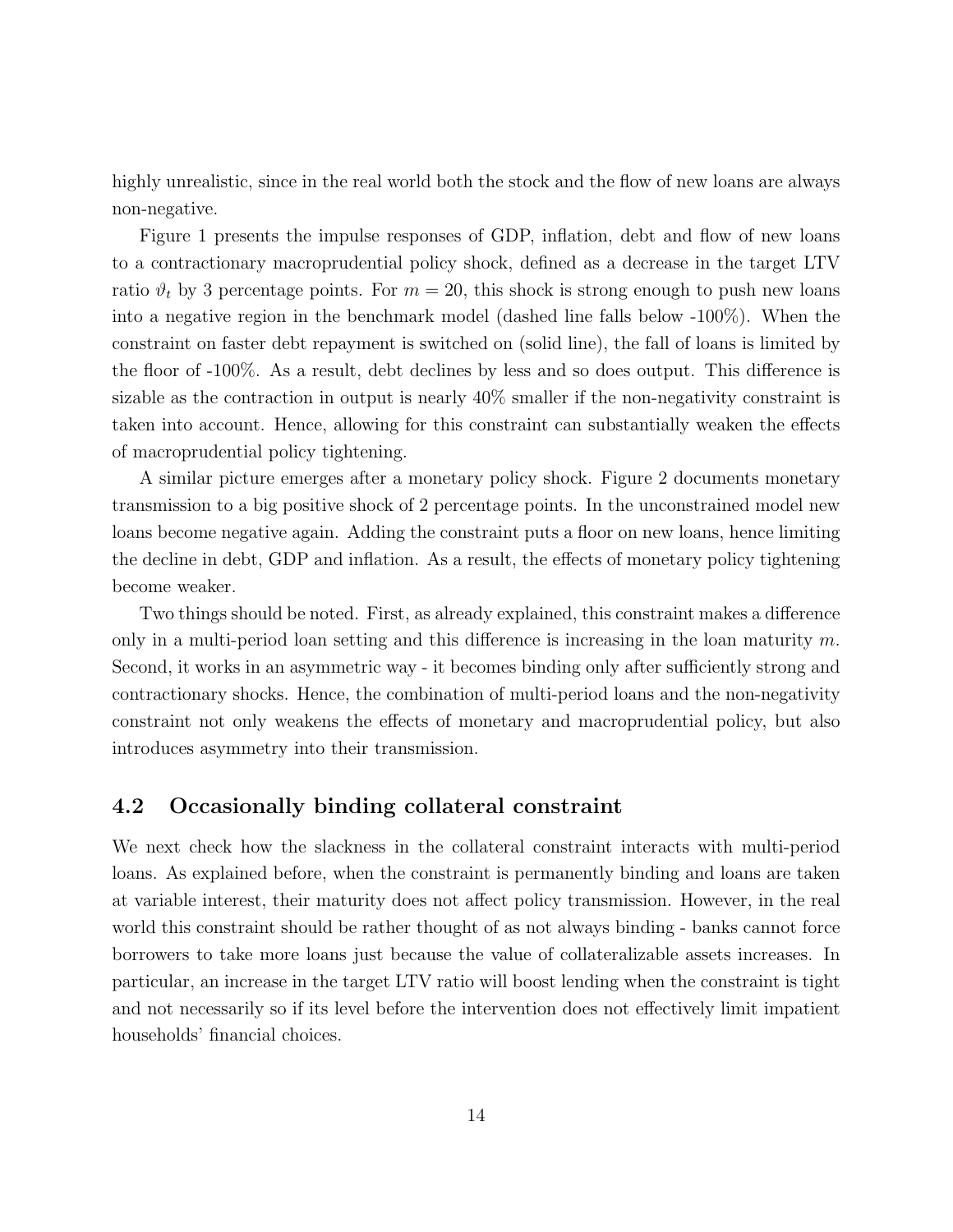highly unrealistic, since in the real world both the stock and the flow of new loans are always non-negative.

Figure 1 presents the impulse responses of GDP, inflation, debt and flow of new loans to a contractionary macroprudential policy shock, defined as a decrease in the target LTV ratio $\vartheta_t$ by 3 percentage points. For $m = 20$, this shock is strong enough to push new loans into a negative region in the benchmark model (dashed line falls below -100%). When the constraint on faster debt repayment is switched on (solid line), the fall of loans is limited by the floor of -100%. As a result, debt declines by less and so does output. This difference is sizable as the contraction in output is nearly 40% smaller if the non-negativity constraint is taken into account. Hence, allowing for this constraint can substantially weaken the effects of macroprudential policy tightening.

A similar picture emerges after a monetary policy shock. Figure 2 documents monetary transmission to a big positive shock of 2 percentage points. In the unconstrained model new loans become negative again. Adding the constraint puts a floor on new loans, hence limiting the decline in debt, GDP and inflation. As a result, the effects of monetary policy tightening become weaker.

Two things should be noted. First, as already explained, this constraint makes a difference only in a multi-period loan setting and this difference is increasing in the loan maturity $m$. Second, it works in an asymmetric way - it becomes binding only after sufficiently strong and contractionary shocks. Hence, the combination of multi-period loans and the non-negativity constraint not only weakens the effects of monetary and macroprudential policy, but also introduces asymmetry into their transmission.

## 4.2 Occasionally binding collateral constraint

We next check how the slackness in the collateral constraint interacts with multi-period loans. As explained before, when the constraint is permanently binding and loans are taken at variable interest, their maturity does not affect policy transmission. However, in the real world this constraint should be rather thought of as not always binding - banks cannot force borrowers to take more loans just because the value of collateralizable assets increases. In particular, an increase in the target LTV ratio will boost lending when the constraint is tight and not necessarily so if its level before the intervention does not effectively limit impatient households' financial choices.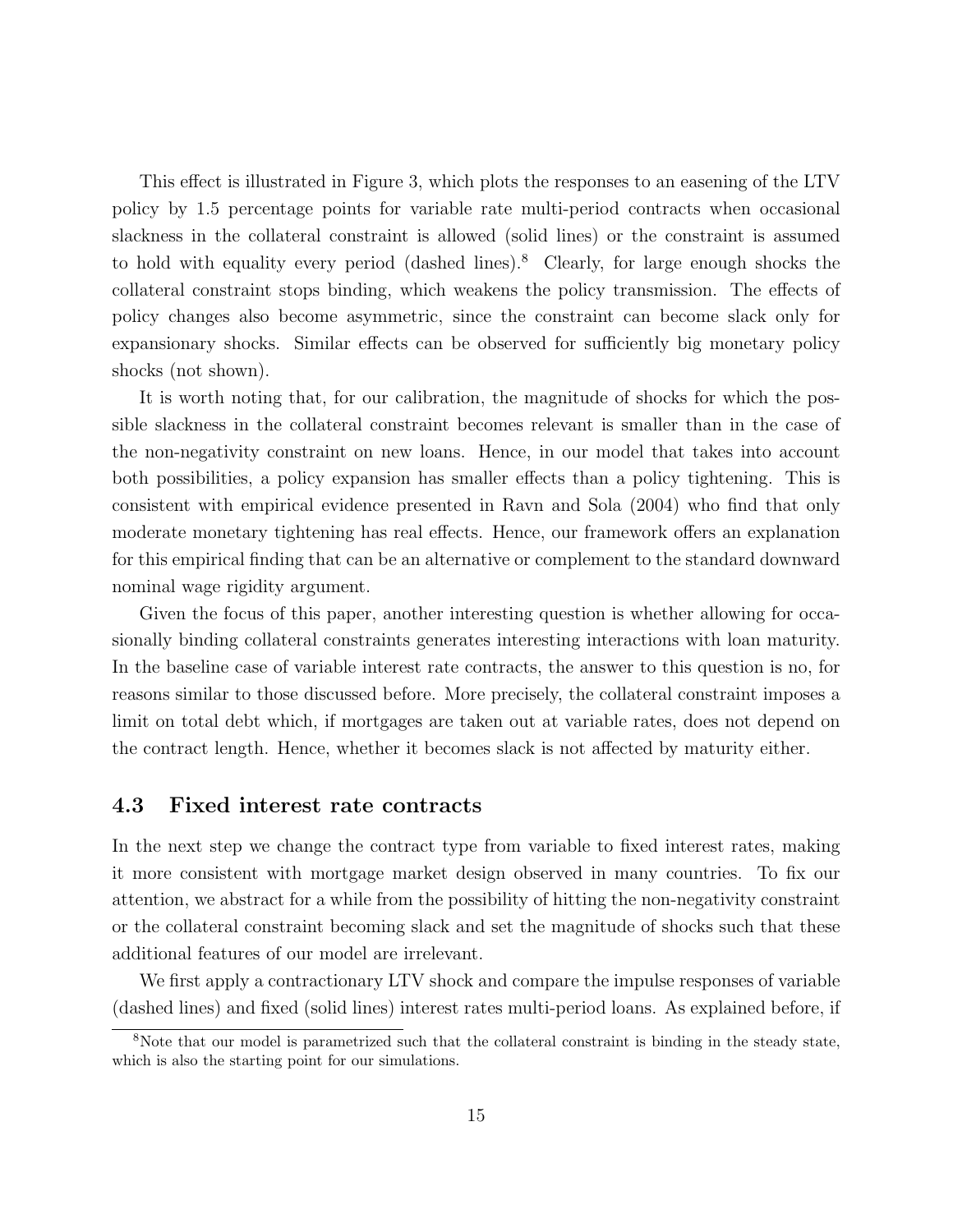This effect is illustrated in Figure 3, which plots the responses to an easening of the LTV policy by 1.5 percentage points for variable rate multi-period contracts when occasional slackness in the collateral constraint is allowed (solid lines) or the constraint is assumed to hold with equality every period (dashed lines).[8] Clearly, for large enough shocks the collateral constraint stops binding, which weakens the policy transmission. The effects of policy changes also become asymmetric, since the constraint can become slack only for expansionary shocks. Similar effects can be observed for sufficiently big monetary policy shocks (not shown).

It is worth noting that, for our calibration, the magnitude of shocks for which the possible slackness in the collateral constraint becomes relevant is smaller than in the case of the non-negativity constraint on new loans. Hence, in our model that takes into account both possibilities, a policy expansion has smaller effects than a policy tightening. This is consistent with empirical evidence presented in Ravn and Sola (2004) who find that only moderate monetary tightening has real effects. Hence, our framework offers an explanation for this empirical finding that can be an alternative or complement to the standard downward nominal wage rigidity argument.

Given the focus of this paper, another interesting question is whether allowing for occasionally binding collateral constraints generates interesting interactions with loan maturity. In the baseline case of variable interest rate contracts, the answer to this question is no, for reasons similar to those discussed before. More precisely, the collateral constraint imposes a limit on total debt which, if mortgages are taken out at variable rates, does not depend on the contract length. Hence, whether it becomes slack is not affected by maturity either.

### 4.3 Fixed interest rate contracts

In the next step we change the contract type from variable to fixed interest rates, making it more consistent with mortgage market design observed in many countries. To fix our attention, we abstract for a while from the possibility of hitting the non-negativity constraint or the collateral constraint becoming slack and set the magnitude of shocks such that these additional features of our model are irrelevant.

We first apply a contractionary LTV shock and compare the impulse responses of variable (dashed lines) and fixed (solid lines) interest rates multi-period loans. As explained before, if

[8] Note that our model is parametrized such that the collateral constraint is binding in the steady state, which is also the starting point for our simulations.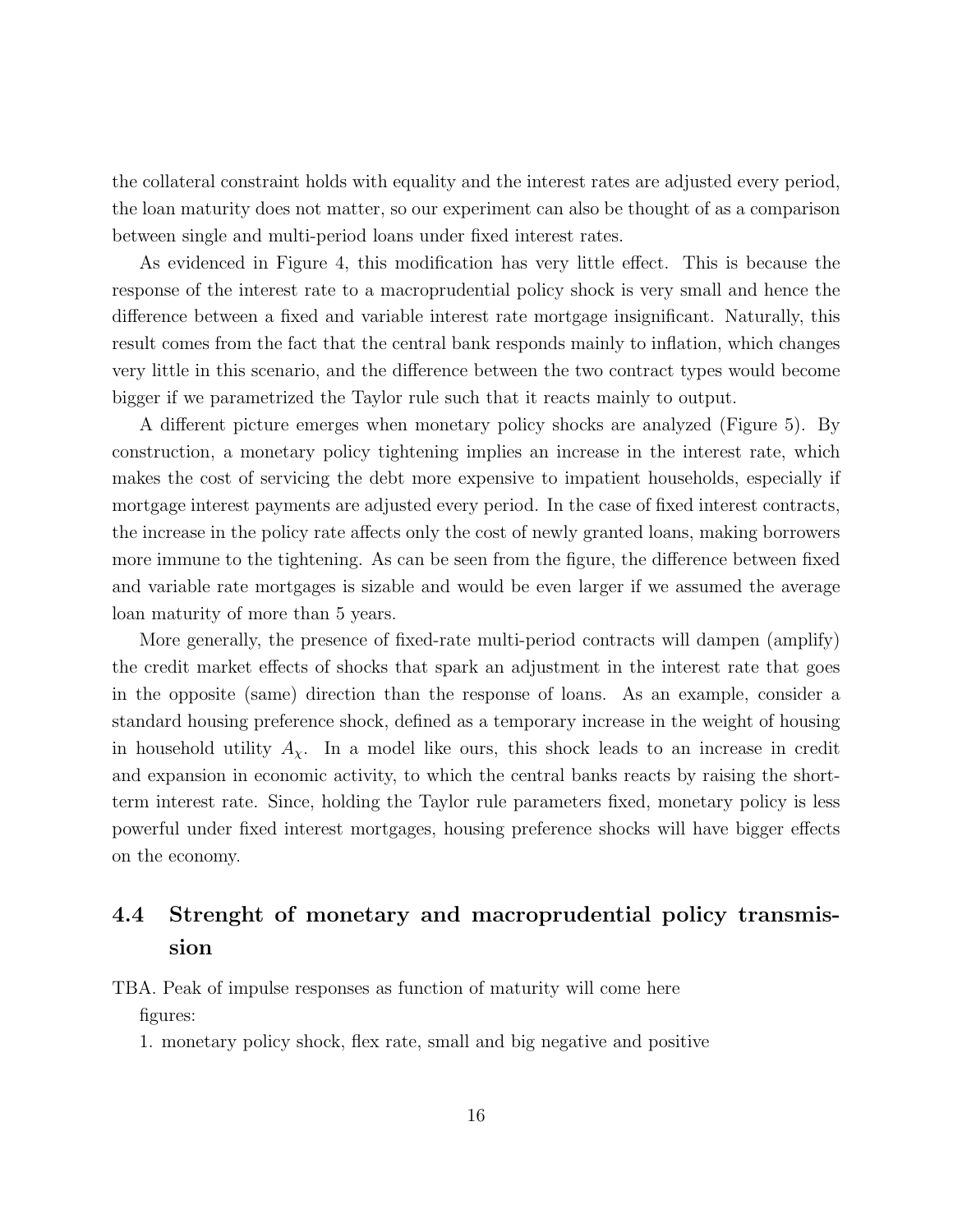the collateral constraint holds with equality and the interest rates are adjusted every period, the loan maturity does not matter, so our experiment can also be thought of as a comparison between single and multi-period loans under fixed interest rates.

As evidenced in Figure 4, this modification has very little effect. This is because the response of the interest rate to a macroprudential policy shock is very small and hence the difference between a fixed and variable interest rate mortgage insignificant. Naturally, this result comes from the fact that the central bank responds mainly to inflation, which changes very little in this scenario, and the difference between the two contract types would become bigger if we parametrized the Taylor rule such that it reacts mainly to output.

A different picture emerges when monetary policy shocks are analyzed (Figure 5). By construction, a monetary policy tightening implies an increase in the interest rate, which makes the cost of servicing the debt more expensive to impatient households, especially if mortgage interest payments are adjusted every period. In the case of fixed interest contracts, the increase in the policy rate affects only the cost of newly granted loans, making borrowers more immune to the tightening. As can be seen from the figure, the difference between fixed and variable rate mortgages is sizable and would be even larger if we assumed the average loan maturity of more than 5 years.

More generally, the presence of fixed-rate multi-period contracts will dampen (amplify) the credit market effects of shocks that spark an adjustment in the interest rate that goes in the opposite (same) direction than the response of loans. As an example, consider a standard housing preference shock, defined as a temporary increase in the weight of housing in household utility $A_\chi$. In a model like ours, this shock leads to an increase in credit and expansion in economic activity, to which the central banks reacts by raising the short-term interest rate. Since, holding the Taylor rule parameters fixed, monetary policy is less powerful under fixed interest mortgages, housing preference shocks will have bigger effects on the economy.

## 4.4 Strenght of monetary and macroprudential policy transmission

TBA. Peak of impulse responses as function of maturity will come here

figures:

1. monetary policy shock, flex rate, small and big negative and positive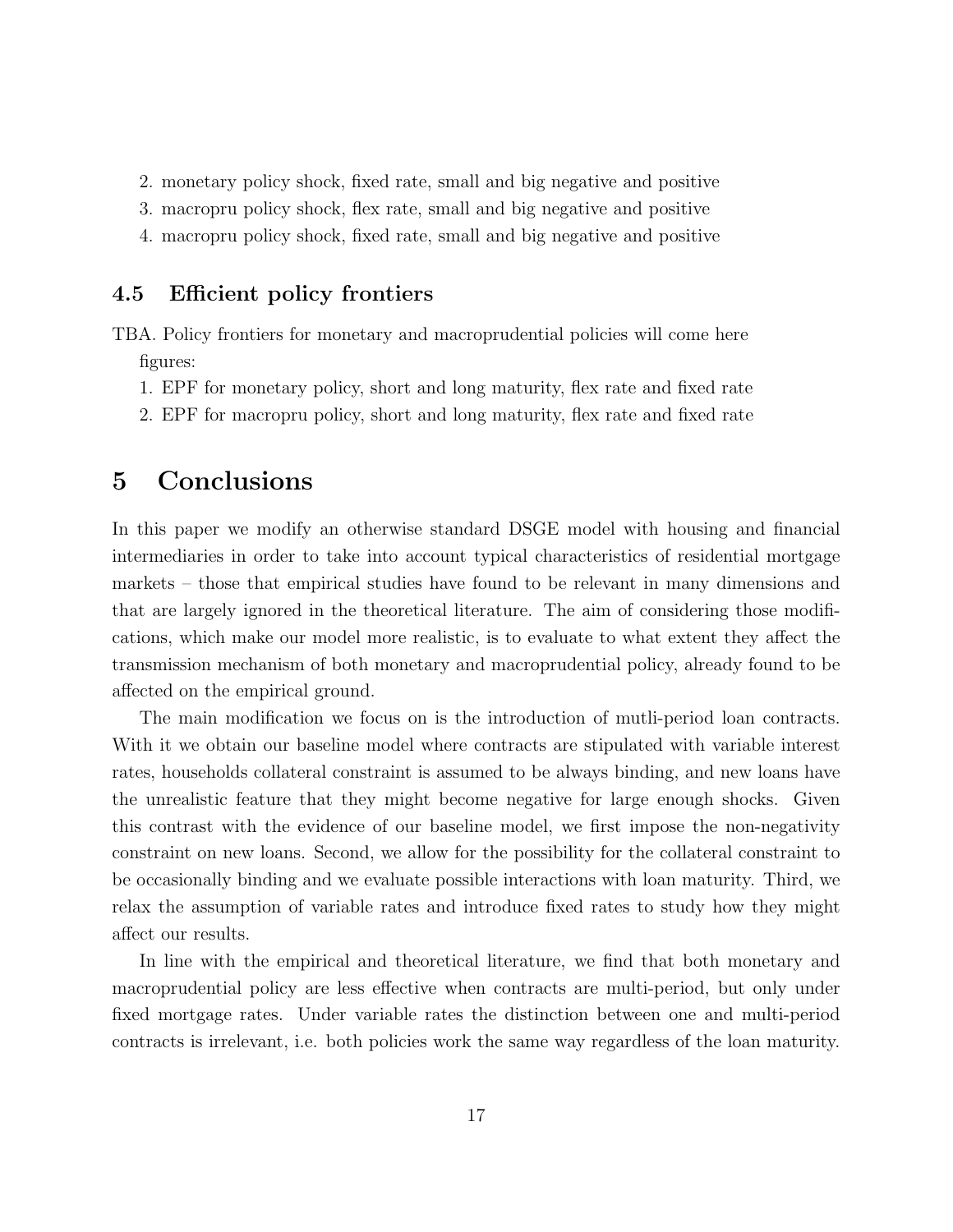2. monetary policy shock, fixed rate, small and big negative and positive
3. macropru policy shock, flex rate, small and big negative and positive
4. macropru policy shock, fixed rate, small and big negative and positive

### 4.5 Efficient policy frontiers

TBA. Policy frontiers for monetary and macroprudential policies will come here figures:

1. EPF for monetary policy, short and long maturity, flex rate and fixed rate
2. EPF for macropru policy, short and long maturity, flex rate and fixed rate

## 5 Conclusions

In this paper we modify an otherwise standard DSGE model with housing and financial intermediaries in order to take into account typical characteristics of residential mortgage markets – those that empirical studies have found to be relevant in many dimensions and that are largely ignored in the theoretical literature. The aim of considering those modifications, which make our model more realistic, is to evaluate to what extent they affect the transmission mechanism of both monetary and macroprudential policy, already found to be affected on the empirical ground.

The main modification we focus on is the introduction of mutli-period loan contracts. With it we obtain our baseline model where contracts are stipulated with variable interest rates, households collateral constraint is assumed to be always binding, and new loans have the unrealistic feature that they might become negative for large enough shocks. Given this contrast with the evidence of our baseline model, we first impose the non-negativity constraint on new loans. Second, we allow for the possibility for the collateral constraint to be occasionally binding and we evaluate possible interactions with loan maturity. Third, we relax the assumption of variable rates and introduce fixed rates to study how they might affect our results.

In line with the empirical and theoretical literature, we find that both monetary and macroprudential policy are less effective when contracts are multi-period, but only under fixed mortgage rates. Under variable rates the distinction between one and multi-period contracts is irrelevant, i.e. both policies work the same way regardless of the loan maturity.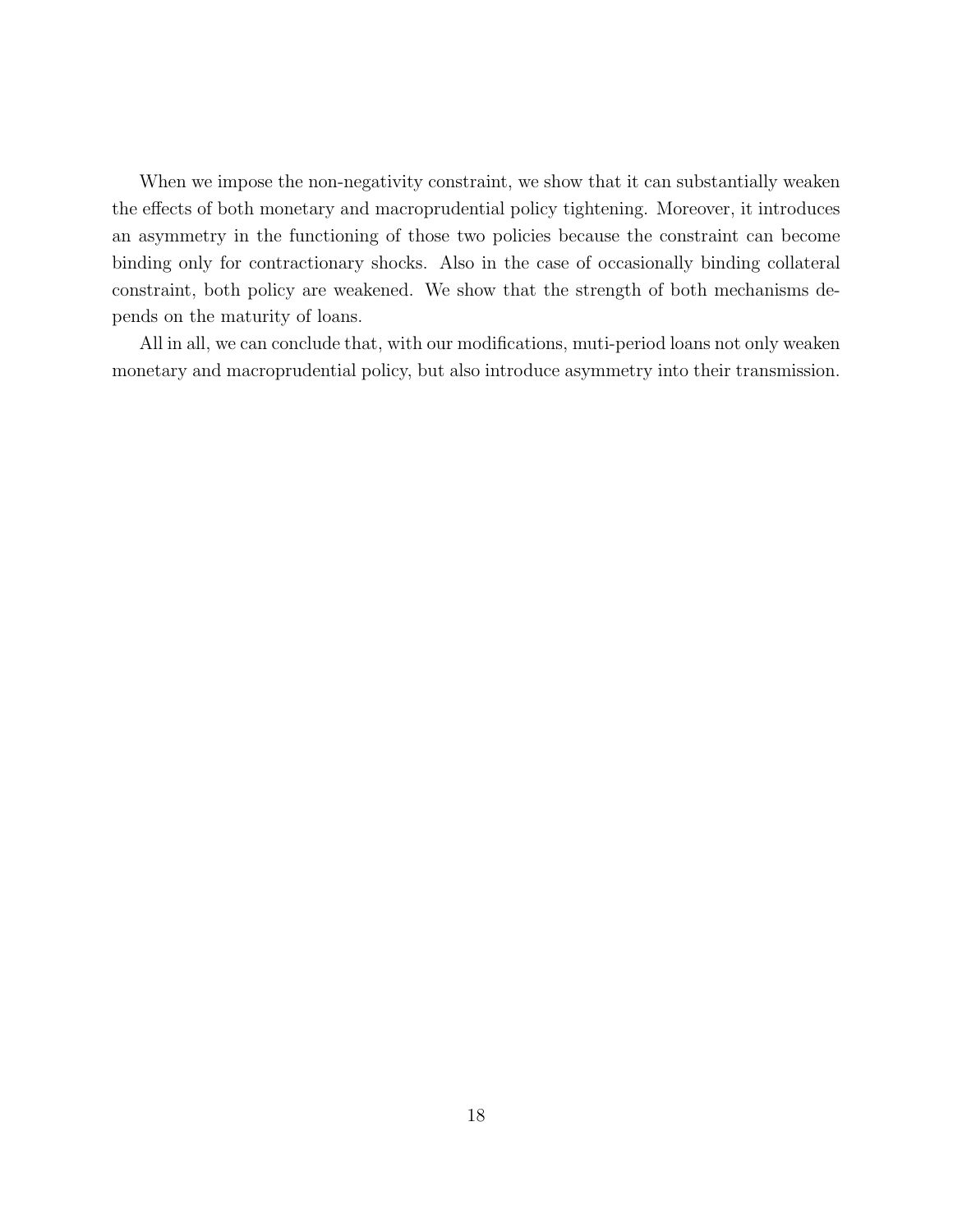When we impose the non-negativity constraint, we show that it can substantially weaken the effects of both monetary and macroprudential policy tightening. Moreover, it introduces an asymmetry in the functioning of those two policies because the constraint can become binding only for contractionary shocks. Also in the case of occasionally binding collateral constraint, both policy are weakened. We show that the strength of both mechanisms depends on the maturity of loans.

All in all, we can conclude that, with our modifications, muti-period loans not only weaken monetary and macroprudential policy, but also introduce asymmetry into their transmission.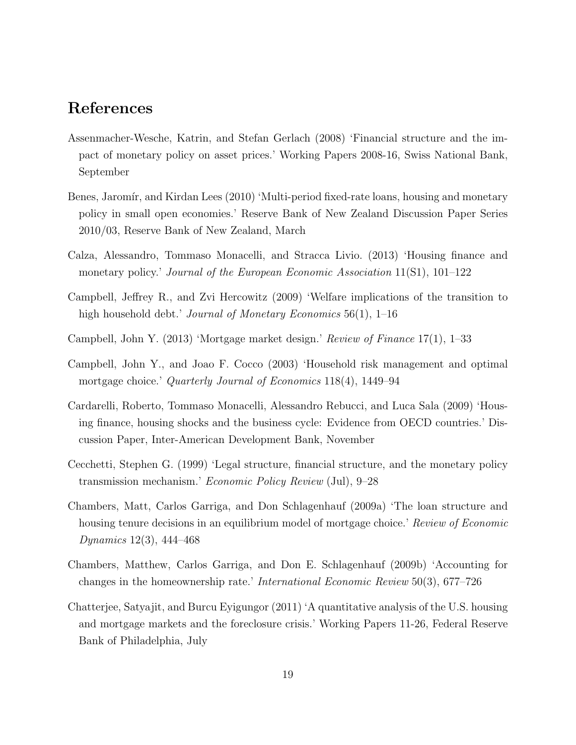# References

Assenmacher-Wesche, Katrin, and Stefan Gerlach (2008) 'Financial structure and the impact of monetary policy on asset prices.' Working Papers 2008-16, Swiss National Bank, September

Benes, Jaromír, and Kirdan Lees (2010) 'Multi-period fixed-rate loans, housing and monetary policy in small open economies.' Reserve Bank of New Zealand Discussion Paper Series 2010/03, Reserve Bank of New Zealand, March

Calza, Alessandro, Tommaso Monacelli, and Stracca Livio. (2013) 'Housing finance and monetary policy.' *Journal of the European Economic Association* 11(S1), 101–122

Campbell, Jeffrey R., and Zvi Hercowitz (2009) 'Welfare implications of the transition to high household debt.' *Journal of Monetary Economics* 56(1), 1–16

Campbell, John Y. (2013) 'Mortgage market design.' *Review of Finance* 17(1), 1–33

Campbell, John Y., and Joao F. Cocco (2003) 'Household risk management and optimal mortgage choice.' *Quarterly Journal of Economics* 118(4), 1449–94

Cardarelli, Roberto, Tommaso Monacelli, Alessandro Rebucci, and Luca Sala (2009) 'Housing finance, housing shocks and the business cycle: Evidence from OECD countries.' Discussion Paper, Inter-American Development Bank, November

Cecchetti, Stephen G. (1999) 'Legal structure, financial structure, and the monetary policy transmission mechanism.' *Economic Policy Review* (Jul), 9–28

Chambers, Matt, Carlos Garriga, and Don Schlagenhauf (2009a) 'The loan structure and housing tenure decisions in an equilibrium model of mortgage choice.' *Review of Economic Dynamics* 12(3), 444–468

Chambers, Matthew, Carlos Garriga, and Don E. Schlagenhauf (2009b) 'Accounting for changes in the homeownership rate.' *International Economic Review* 50(3), 677–726

Chatterjee, Satyajit, and Burcu Eyigungor (2011) 'A quantitative analysis of the U.S. housing and mortgage markets and the foreclosure crisis.' Working Papers 11-26, Federal Reserve Bank of Philadelphia, July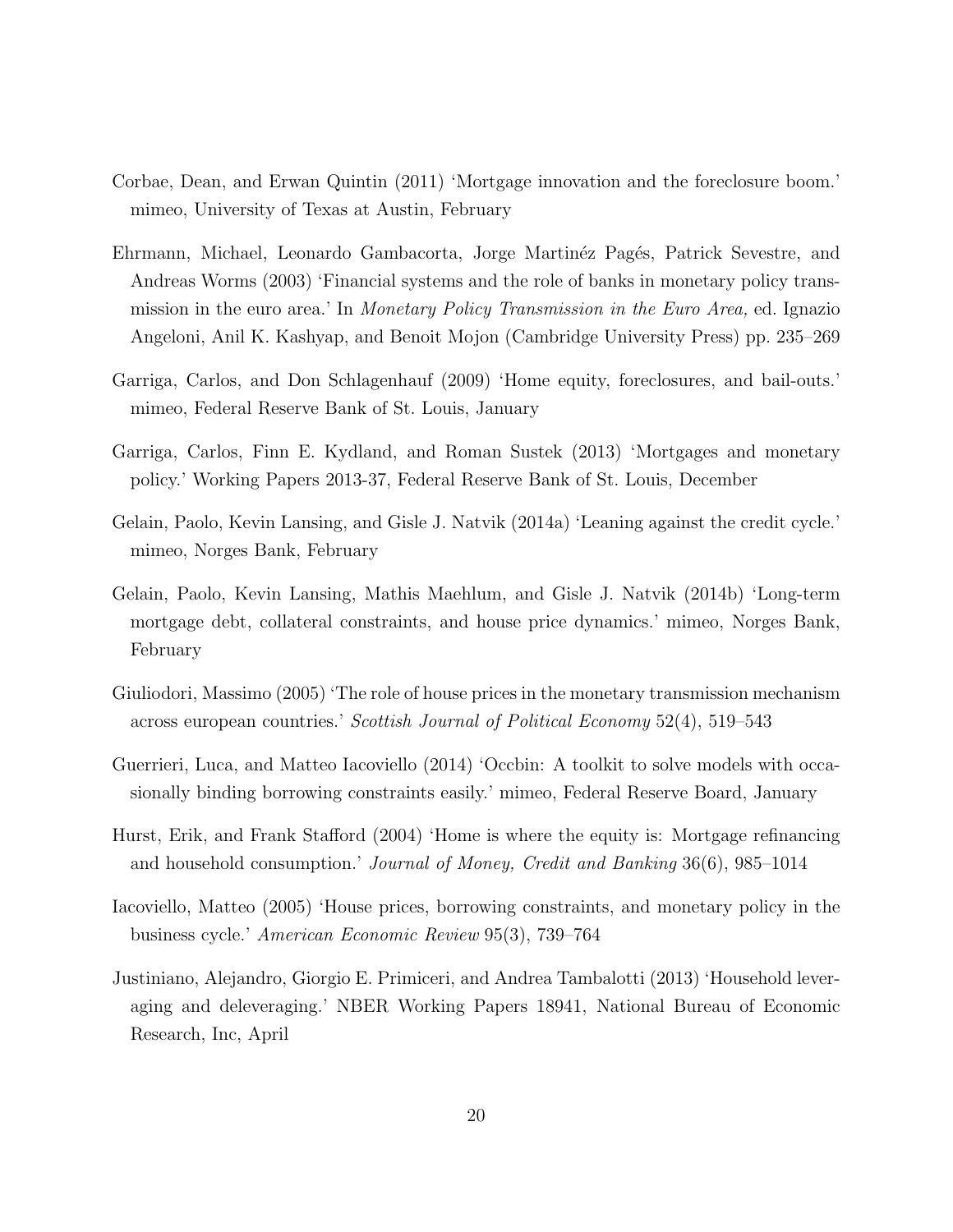Corbae, Dean, and Erwan Quintin (2011) 'Mortgage innovation and the foreclosure boom.' mimeo, University of Texas at Austin, February

Ehrmann, Michael, Leonardo Gambacorta, Jorge Martinéz Pagés, Patrick Sevestre, and Andreas Worms (2003) 'Financial systems and the role of banks in monetary policy transmission in the euro area.' In *Monetary Policy Transmission in the Euro Area,* ed. Ignazio Angeloni, Anil K. Kashyap, and Benoit Mojon (Cambridge University Press) pp. 235–269

Garriga, Carlos, and Don Schlagenhauf (2009) 'Home equity, foreclosures, and bail-outs.' mimeo, Federal Reserve Bank of St. Louis, January

Garriga, Carlos, Finn E. Kydland, and Roman Sustek (2013) 'Mortgages and monetary policy.' Working Papers 2013-37, Federal Reserve Bank of St. Louis, December

Gelain, Paolo, Kevin Lansing, and Gisle J. Natvik (2014a) 'Leaning against the credit cycle.' mimeo, Norges Bank, February

Gelain, Paolo, Kevin Lansing, Mathis Maehlum, and Gisle J. Natvik (2014b) 'Long-term mortgage debt, collateral constraints, and house price dynamics.' mimeo, Norges Bank, February

Giuliodori, Massimo (2005) 'The role of house prices in the monetary transmission mechanism across european countries.' *Scottish Journal of Political Economy* 52(4), 519–543

Guerrieri, Luca, and Matteo Iacoviello (2014) 'Occbin: A toolkit to solve models with occasionally binding borrowing constraints easily.' mimeo, Federal Reserve Board, January

Hurst, Erik, and Frank Stafford (2004) 'Home is where the equity is: Mortgage refinancing and household consumption.' *Journal of Money, Credit and Banking* 36(6), 985–1014

Iacoviello, Matteo (2005) 'House prices, borrowing constraints, and monetary policy in the business cycle.' *American Economic Review* 95(3), 739–764

Justiniano, Alejandro, Giorgio E. Primiceri, and Andrea Tambalotti (2013) 'Household leveraging and deleveraging.' NBER Working Papers 18941, National Bureau of Economic Research, Inc, April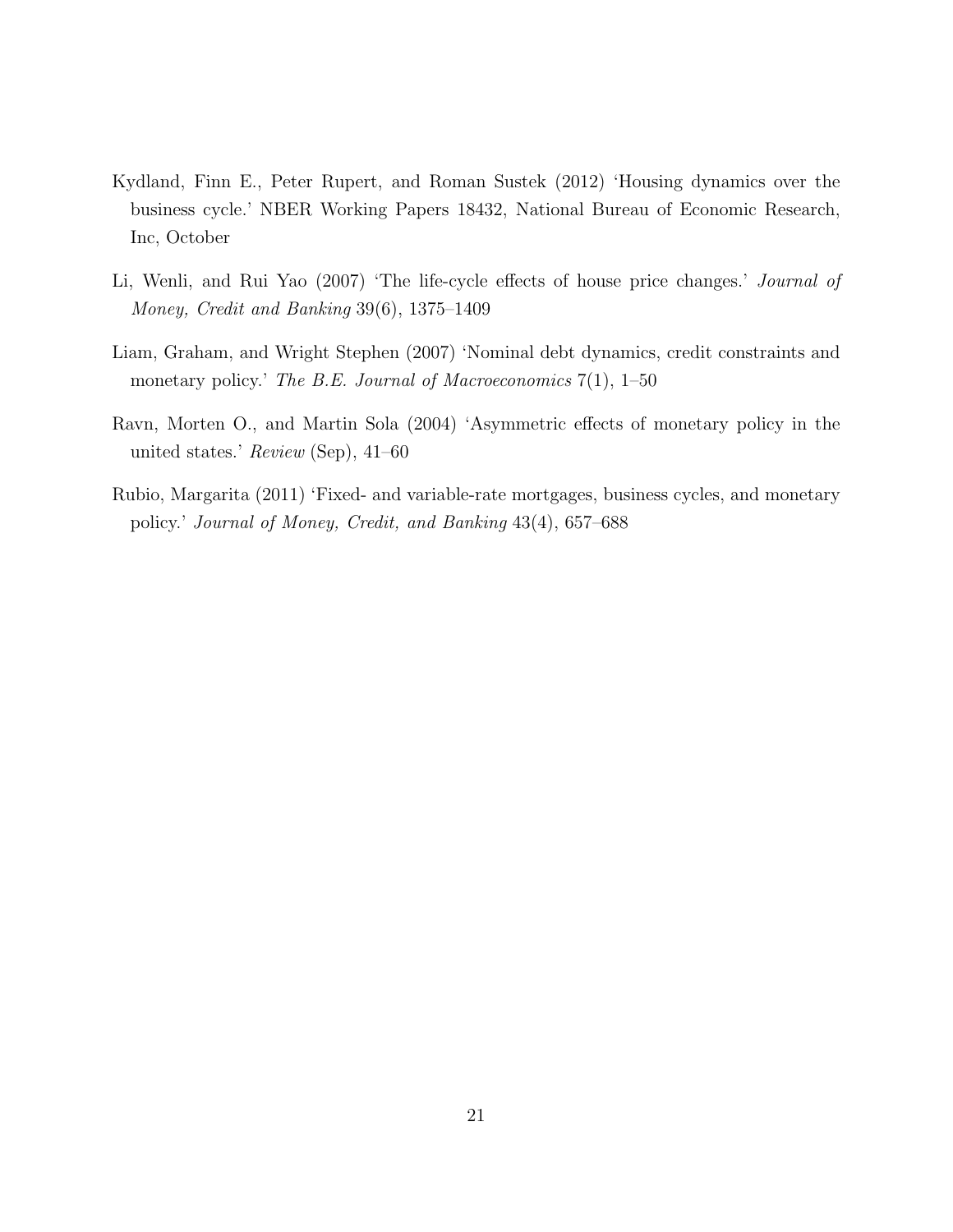Kydland, Finn E., Peter Rupert, and Roman Sustek (2012) 'Housing dynamics over the business cycle.' NBER Working Papers 18432, National Bureau of Economic Research, Inc, October

Li, Wenli, and Rui Yao (2007) 'The life-cycle effects of house price changes.' *Journal of Money, Credit and Banking* 39(6), 1375–1409

Liam, Graham, and Wright Stephen (2007) 'Nominal debt dynamics, credit constraints and monetary policy.' *The B.E. Journal of Macroeconomics* 7(1), 1–50

Ravn, Morten O., and Martin Sola (2004) 'Asymmetric effects of monetary policy in the united states.' *Review* (Sep), 41–60

Rubio, Margarita (2011) 'Fixed- and variable-rate mortgages, business cycles, and monetary policy.' *Journal of Money, Credit, and Banking* 43(4), 657–688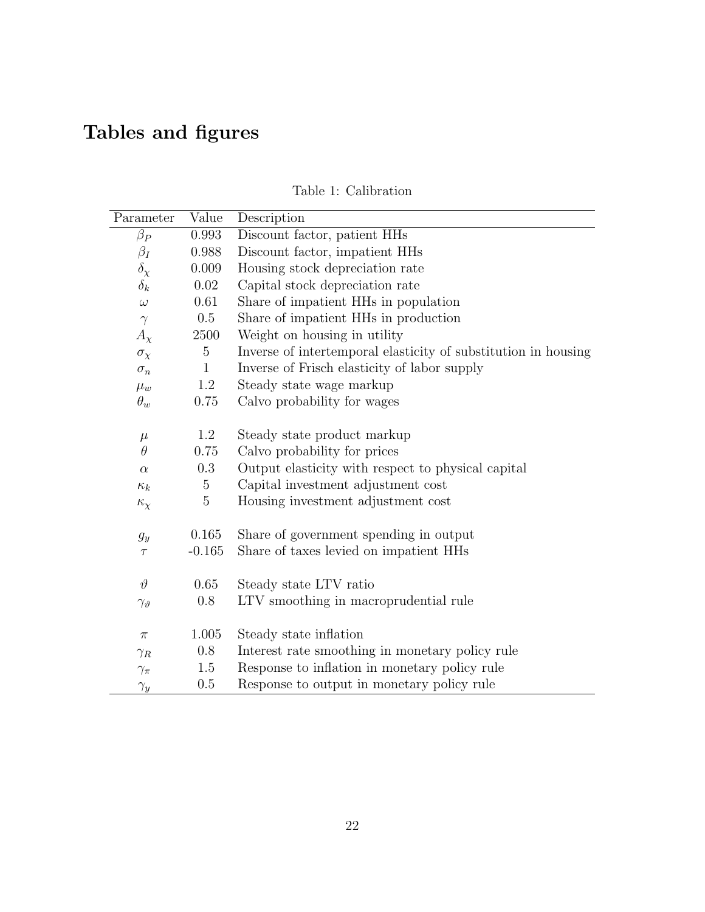# Tables and figures

Table 1: Calibration

| Parameter | Value | Description |
|---|---|---|
| $\beta_P$ | 0.993 | Discount factor, patient HHs |
| $\beta_I$ | 0.988 | Discount factor, impatient HHs |
| $\delta_\chi$ | 0.009 | Housing stock depreciation rate |
| $\delta_k$ | 0.02 | Capital stock depreciation rate |
| $\omega$ | 0.61 | Share of impatient HHs in population |
| $\gamma$ | 0.5 | Share of impatient HHs in production |
| $A_\chi$ | 2500 | Weight on housing in utility |
| $\sigma_\chi$ | 5 | Inverse of intertemporal elasticity of substitution in housing |
| $\sigma_n$ | 1 | Inverse of Frisch elasticity of labor supply |
| $\mu_w$ | 1.2 | Steady state wage markup |
| $\theta_w$ | 0.75 | Calvo probability for wages |
| $\mu$ | 1.2 | Steady state product markup |
| $\theta$ | 0.75 | Calvo probability for prices |
| $\alpha$ | 0.3 | Output elasticity with respect to physical capital |
| $\kappa_k$ | 5 | Capital investment adjustment cost |
| $\kappa_\chi$ | 5 | Housing investment adjustment cost |
| $g_y$ | 0.165 | Share of government spending in output |
| $\tau$ | -0.165 | Share of taxes levied on impatient HHs |
| $\vartheta$ | 0.65 | Steady state LTV ratio |
| $\gamma_\vartheta$ | 0.8 | LTV smoothing in macroprudential rule |
| $\pi$ | 1.005 | Steady state inflation |
| $\gamma_R$ | 0.8 | Interest rate smoothing in monetary policy rule |
| $\gamma_\pi$ | 1.5 | Response to inflation in monetary policy rule |
| $\gamma_y$ | 0.5 | Response to output in monetary policy rule |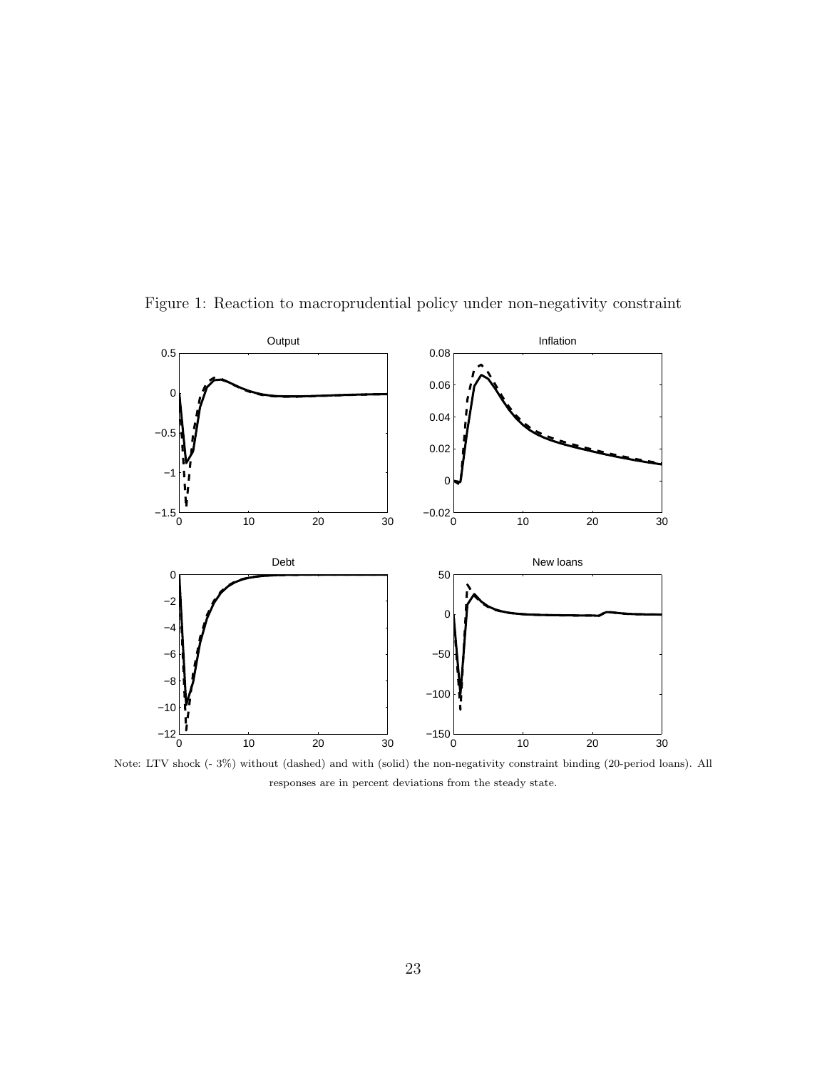Figure 1: Reaction to macroprudential policy under non-negativity constraint

Output

0.5
0
−0.5
−1
−1.5
0
10
20
30

Inflation

0.08
0.06
0.04
0.02
0
−0.02
0
10
20
30

Debt

0
−2
−4
−6
−8
−10
−12
0
10
20
30

New loans

50
0
−50
−100
−150
0
10
20
30

Note: LTV shock (- 3%) without (dashed) and with (solid) the non-negativity constraint binding (20-period loans). All responses are in percent deviations from the steady state.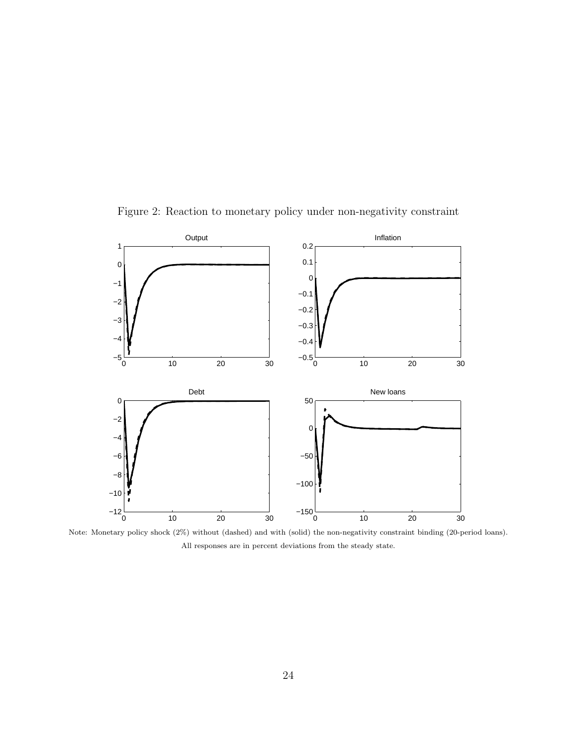Figure 2: Reaction to monetary policy under non-negativity constraint

Note: Monetary policy shock (2%) without (dashed) and with (solid) the non-negativity constraint binding (20-period loans). All responses are in percent deviations from the steady state.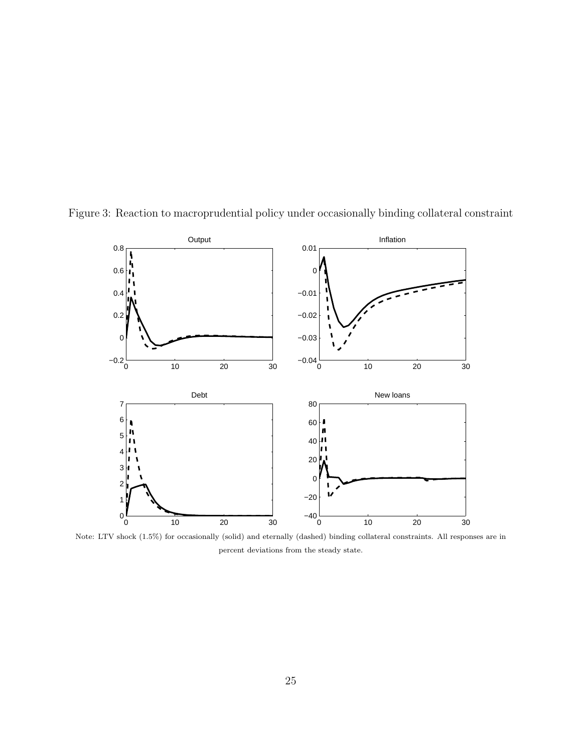Figure 3: Reaction to macroprudential policy under occasionally binding collateral constraint

Output

0.8
0.6
0.4
0.2
0
−0.2
0
10
20
30

Inflation

0.01
0
−0.01
−0.02
−0.03
−0.04
0
10
20
30

Debt

7
6
5
4
3
2
1
0
0
10
20
30

New loans

80
60
40
20
0
−20
−40
0
10
20
30

Note: LTV shock (1.5%) for occasionally (solid) and eternally (dashed) binding collateral constraints. All responses are in percent deviations from the steady state.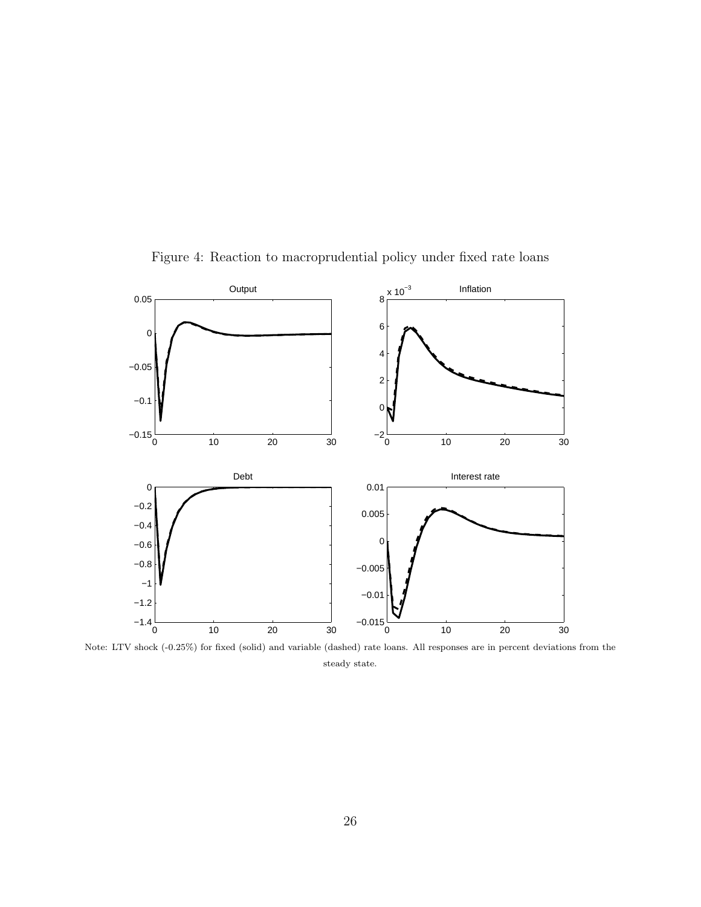Figure 4: Reaction to macroprudential policy under fixed rate loans

Output

0.05
0
−0.05
−0.1
−0.15
0 10 20 30

Inflation

x 10^−3
8
6
4
2
0
−2
0 10 20 30

Debt

0
−0.2
−0.4
−0.6
−0.8
−1
−1.2
−1.4
0 10 20 30

Interest rate

0.01
0.005
0
−0.005
−0.01
−0.015
0 10 20 30

Note: LTV shock (-0.25%) for fixed (solid) and variable (dashed) rate loans. All responses are in percent deviations from the steady state.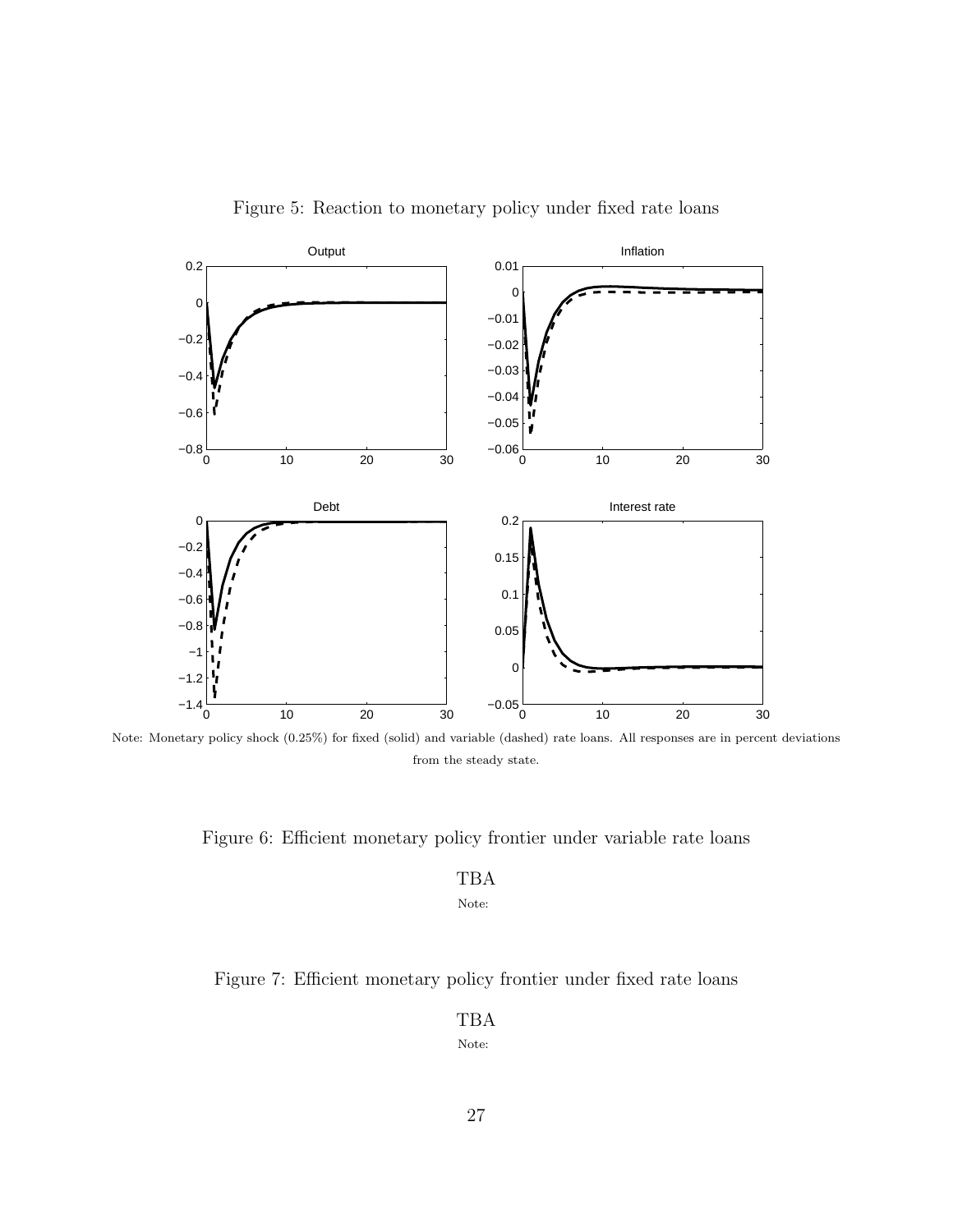Figure 5: Reaction to monetary policy under fixed rate loans

Output

0.2
0
−0.2
−0.4
−0.6
−0.8
0
10
20
30

Inflation

0.01
0
−0.01
−0.02
−0.03
−0.04
−0.05
−0.06
0
10
20
30

Debt

0
−0.2
−0.4
−0.6
−0.8
−1
−1.2
−1.4
0
10
20
30

Interest rate

0.2
0.15
0.1
0.05
0
−0.05
0
10
20
30

Note: Monetary policy shock (0.25%) for fixed (solid) and variable (dashed) rate loans. All responses are in percent deviations from the steady state.

Figure 6: Efficient monetary policy frontier under variable rate loans

TBA

Note:

Figure 7: Efficient monetary policy frontier under fixed rate loans

TBA

Note: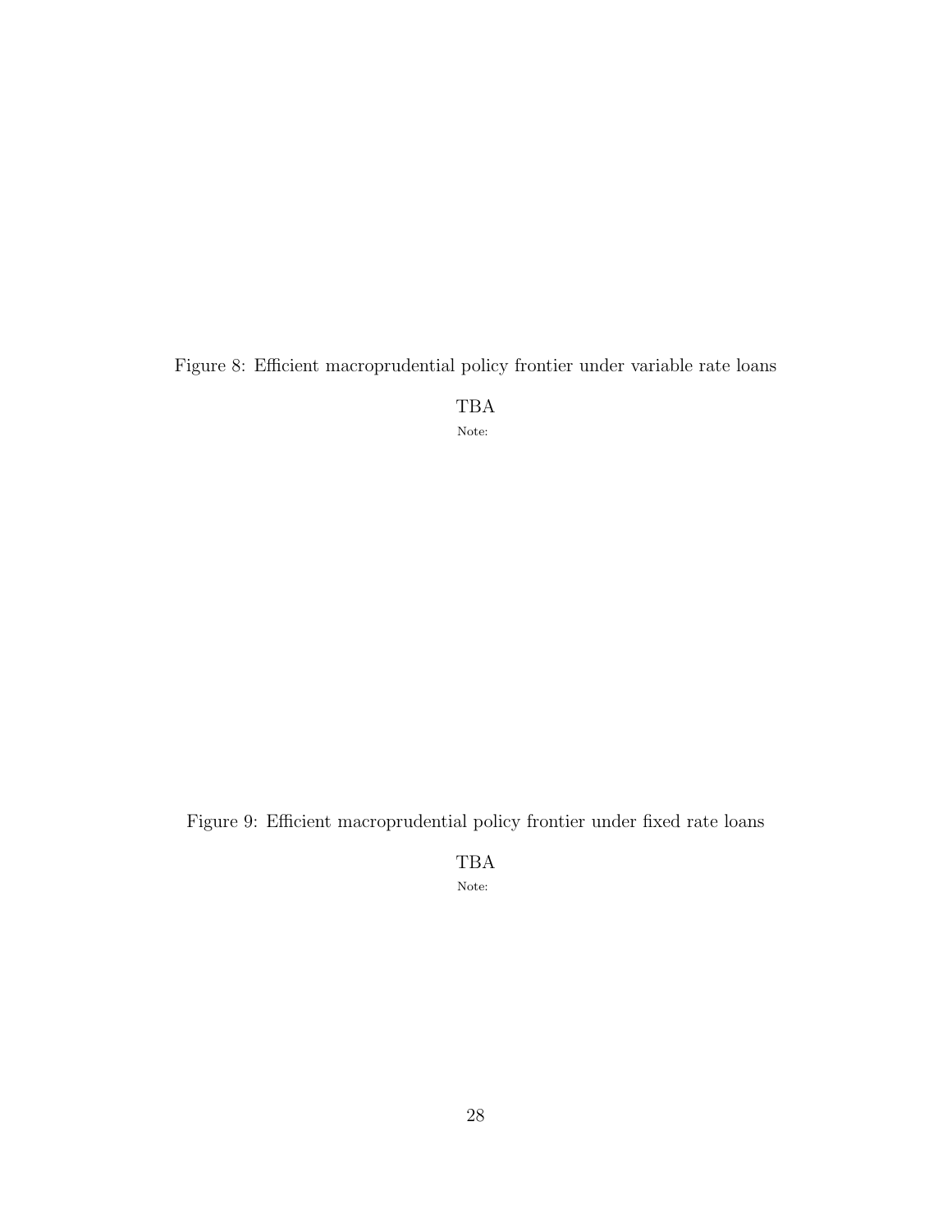Figure 8: Efficient macroprudential policy frontier under variable rate loans

TBA

Note:

Figure 9: Efficient macroprudential policy frontier under fixed rate loans

TBA

Note: